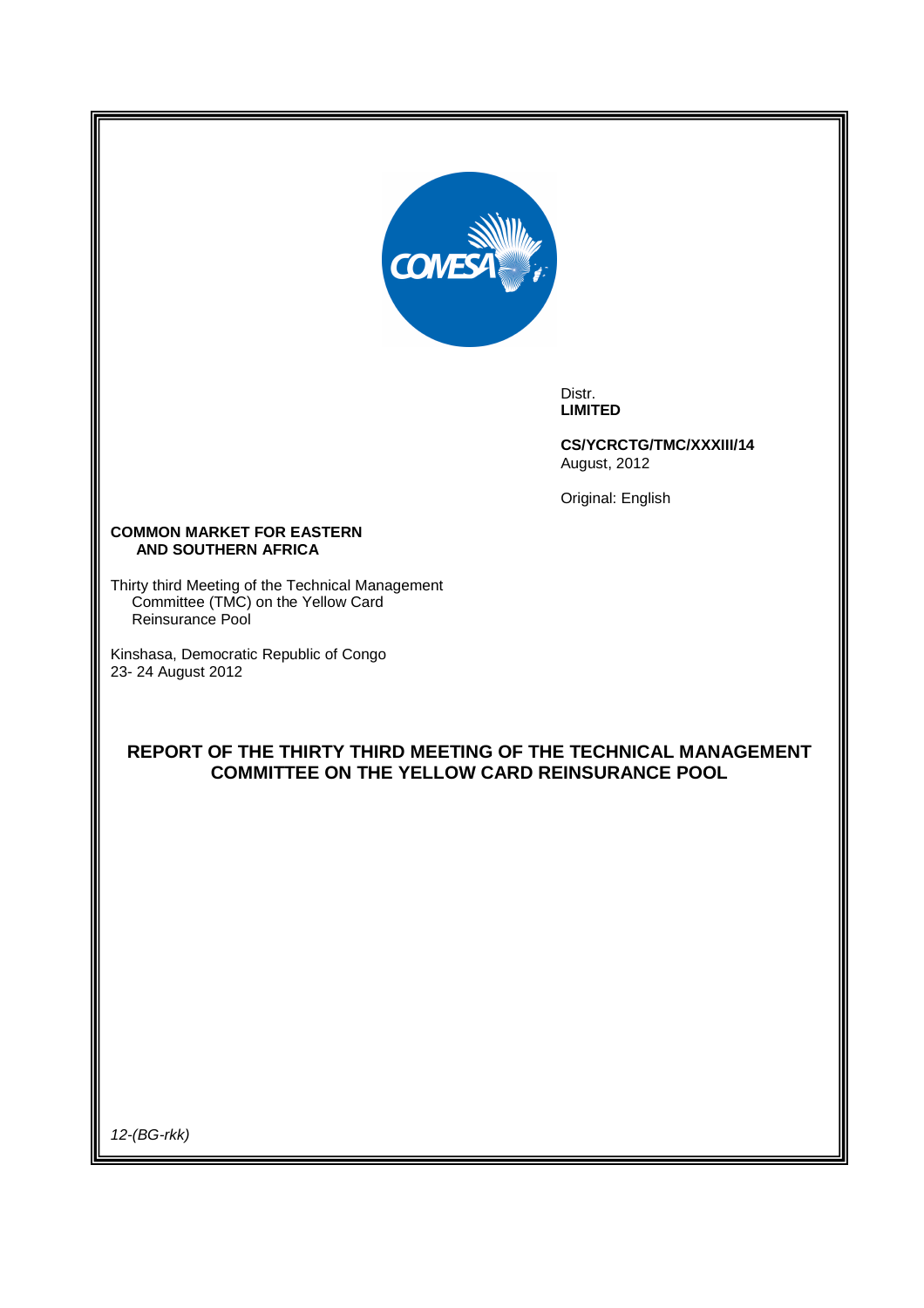Distr.
**LIMITED**

**CS/YCRCTG/TMC/XXXIII/14**
August, 2012

Original: English

**COMMON MARKET FOR EASTERN AND SOUTHERN AFRICA**

Thirty third Meeting of the Technical Management Committee (TMC) on the Yellow Card Reinsurance Pool

Kinshasa, Democratic Republic of Congo
23- 24 August 2012

# REPORT OF THE THIRTY THIRD MEETING OF THE TECHNICAL MANAGEMENT COMMITTEE ON THE YELLOW CARD REINSURANCE POOL

*12-(BG-rkk)*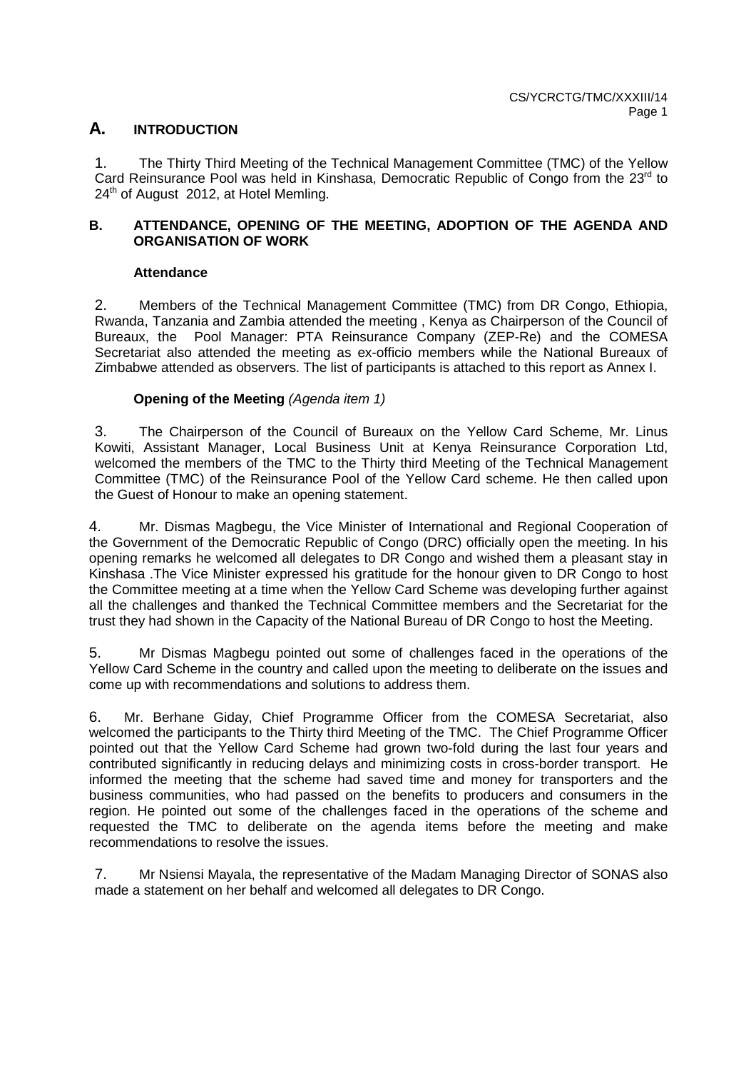## A. INTRODUCTION

1. The Thirty Third Meeting of the Technical Management Committee (TMC) of the Yellow Card Reinsurance Pool was held in Kinshasa, Democratic Republic of Congo from the 23rd to 24th of August 2012, at Hotel Memling.

## B. ATTENDANCE, OPENING OF THE MEETING, ADOPTION OF THE AGENDA AND ORGANISATION OF WORK

### Attendance

2. Members of the Technical Management Committee (TMC) from DR Congo, Ethiopia, Rwanda, Tanzania and Zambia attended the meeting , Kenya as Chairperson of the Council of Bureaux, the Pool Manager: PTA Reinsurance Company (ZEP-Re) and the COMESA Secretariat also attended the meeting as ex-officio members while the National Bureaux of Zimbabwe attended as observers. The list of participants is attached to this report as Annex I.

### Opening of the Meeting *(Agenda item 1)*

3. The Chairperson of the Council of Bureaux on the Yellow Card Scheme, Mr. Linus Kowiti, Assistant Manager, Local Business Unit at Kenya Reinsurance Corporation Ltd, welcomed the members of the TMC to the Thirty third Meeting of the Technical Management Committee (TMC) of the Reinsurance Pool of the Yellow Card scheme. He then called upon the Guest of Honour to make an opening statement.

4. Mr. Dismas Magbegu, the Vice Minister of International and Regional Cooperation of the Government of the Democratic Republic of Congo (DRC) officially open the meeting. In his opening remarks he welcomed all delegates to DR Congo and wished them a pleasant stay in Kinshasa .The Vice Minister expressed his gratitude for the honour given to DR Congo to host the Committee meeting at a time when the Yellow Card Scheme was developing further against all the challenges and thanked the Technical Committee members and the Secretariat for the trust they had shown in the Capacity of the National Bureau of DR Congo to host the Meeting.

5. Mr Dismas Magbegu pointed out some of challenges faced in the operations of the Yellow Card Scheme in the country and called upon the meeting to deliberate on the issues and come up with recommendations and solutions to address them.

6. Mr. Berhane Giday, Chief Programme Officer from the COMESA Secretariat, also welcomed the participants to the Thirty third Meeting of the TMC. The Chief Programme Officer pointed out that the Yellow Card Scheme had grown two-fold during the last four years and contributed significantly in reducing delays and minimizing costs in cross-border transport. He informed the meeting that the scheme had saved time and money for transporters and the business communities, who had passed on the benefits to producers and consumers in the region. He pointed out some of the challenges faced in the operations of the scheme and requested the TMC to deliberate on the agenda items before the meeting and make recommendations to resolve the issues.

7. Mr Nsiensi Mayala, the representative of the Madam Managing Director of SONAS also made a statement on her behalf and welcomed all delegates to DR Congo.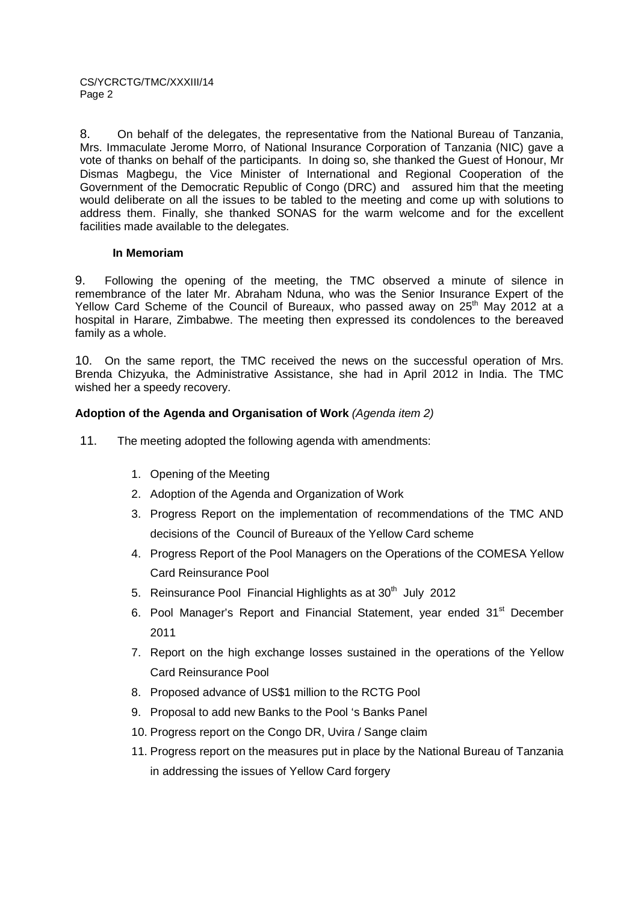8. On behalf of the delegates, the representative from the National Bureau of Tanzania, Mrs. Immaculate Jerome Morro, of National Insurance Corporation of Tanzania (NIC) gave a vote of thanks on behalf of the participants. In doing so, she thanked the Guest of Honour, Mr Dismas Magbegu, the Vice Minister of International and Regional Cooperation of the Government of the Democratic Republic of Congo (DRC) and assured him that the meeting would deliberate on all the issues to be tabled to the meeting and come up with solutions to address them. Finally, she thanked SONAS for the warm welcome and for the excellent facilities made available to the delegates.

**In Memoriam**

9. Following the opening of the meeting, the TMC observed a minute of silence in remembrance of the later Mr. Abraham Nduna, who was the Senior Insurance Expert of the Yellow Card Scheme of the Council of Bureaux, who passed away on 25th May 2012 at a hospital in Harare, Zimbabwe. The meeting then expressed its condolences to the bereaved family as a whole.

10. On the same report, the TMC received the news on the successful operation of Mrs. Brenda Chizyuka, the Administrative Assistance, she had in April 2012 in India. The TMC wished her a speedy recovery.

**Adoption of the Agenda and Organisation of Work** *(Agenda item 2)*

11. The meeting adopted the following agenda with amendments:

1. Opening of the Meeting
2. Adoption of the Agenda and Organization of Work
3. Progress Report on the implementation of recommendations of the TMC AND decisions of the Council of Bureaux of the Yellow Card scheme
4. Progress Report of the Pool Managers on the Operations of the COMESA Yellow Card Reinsurance Pool
5. Reinsurance Pool Financial Highlights as at 30th July 2012
6. Pool Manager's Report and Financial Statement, year ended 31st December 2011
7. Report on the high exchange losses sustained in the operations of the Yellow Card Reinsurance Pool
8. Proposed advance of US$1 million to the RCTG Pool
9. Proposal to add new Banks to the Pool 's Banks Panel
10. Progress report on the Congo DR, Uvira / Sange claim
11. Progress report on the measures put in place by the National Bureau of Tanzania in addressing the issues of Yellow Card forgery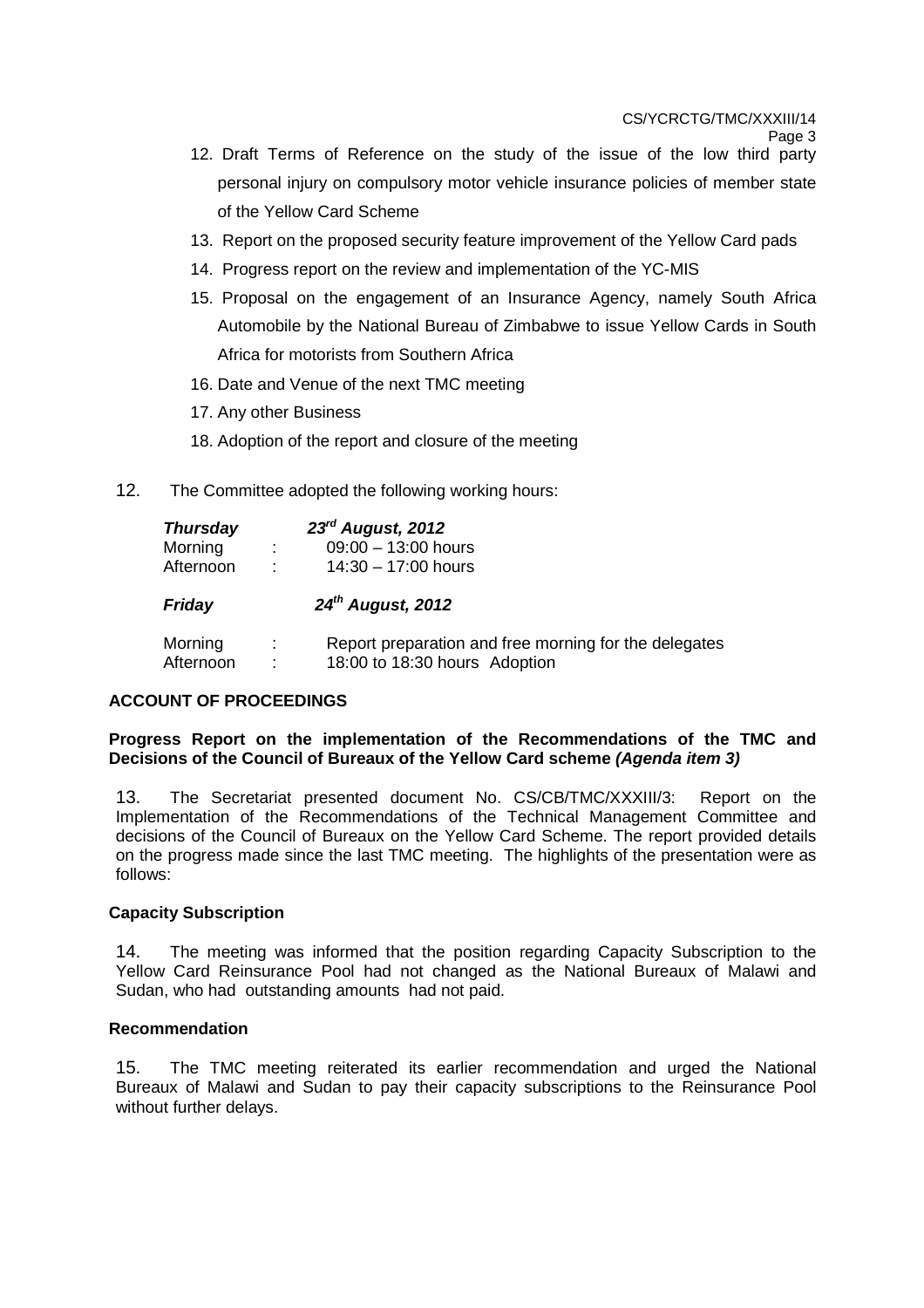12. Draft Terms of Reference on the study of the issue of the low third party personal injury on compulsory motor vehicle insurance policies of member state of the Yellow Card Scheme
13. Report on the proposed security feature improvement of the Yellow Card pads
14. Progress report on the review and implementation of the YC-MIS
15. Proposal on the engagement of an Insurance Agency, namely South Africa Automobile by the National Bureau of Zimbabwe to issue Yellow Cards in South Africa for motorists from Southern Africa
16. Date and Venue of the next TMC meeting
17. Any other Business
18. Adoption of the report and closure of the meeting

12. The Committee adopted the following working hours:

| ***Thursday*** | | ***23rd August, 2012*** |
|---|---|---|
| Morning | : | 09:00 – 13:00 hours |
| Afternoon | : | 14:30 – 17:00 hours |
| ***Friday*** | | ***24th August, 2012*** |
| Morning | : | Report preparation and free morning for the delegates |
| Afternoon | : | 18:00 to 18:30 hours Adoption |

**ACCOUNT OF PROCEEDINGS**

**Progress Report on the implementation of the Recommendations of the TMC and Decisions of the Council of Bureaux of the Yellow Card scheme *(Agenda item 3)***

13. The Secretariat presented document No. CS/CB/TMC/XXXIII/3: Report on the Implementation of the Recommendations of the Technical Management Committee and decisions of the Council of Bureaux on the Yellow Card Scheme. The report provided details on the progress made since the last TMC meeting. The highlights of the presentation were as follows:

**Capacity Subscription**

14. The meeting was informed that the position regarding Capacity Subscription to the Yellow Card Reinsurance Pool had not changed as the National Bureaux of Malawi and Sudan, who had outstanding amounts had not paid.

**Recommendation**

15. The TMC meeting reiterated its earlier recommendation and urged the National Bureaux of Malawi and Sudan to pay their capacity subscriptions to the Reinsurance Pool without further delays.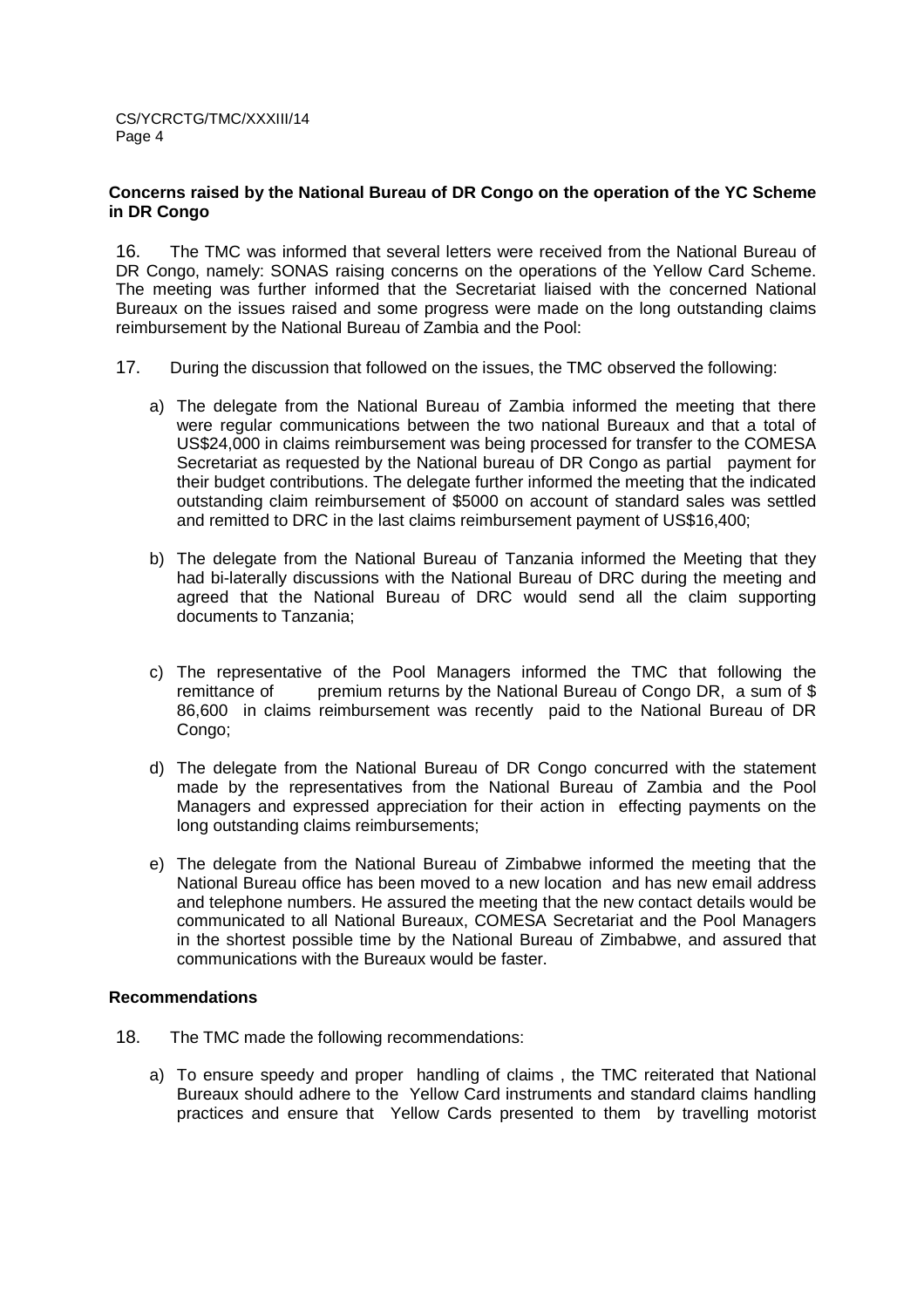**Concerns raised by the National Bureau of DR Congo on the operation of the YC Scheme in DR Congo**

16. The TMC was informed that several letters were received from the National Bureau of DR Congo, namely: SONAS raising concerns on the operations of the Yellow Card Scheme. The meeting was further informed that the Secretariat liaised with the concerned National Bureaux on the issues raised and some progress were made on the long outstanding claims reimbursement by the National Bureau of Zambia and the Pool:

17. During the discussion that followed on the issues, the TMC observed the following:

a) The delegate from the National Bureau of Zambia informed the meeting that there were regular communications between the two national Bureaux and that a total of US$24,000 in claims reimbursement was being processed for transfer to the COMESA Secretariat as requested by the National bureau of DR Congo as partial payment for their budget contributions. The delegate further informed the meeting that the indicated outstanding claim reimbursement of $5000 on account of standard sales was settled and remitted to DRC in the last claims reimbursement payment of US$16,400;

b) The delegate from the National Bureau of Tanzania informed the Meeting that they had bi-laterally discussions with the National Bureau of DRC during the meeting and agreed that the National Bureau of DRC would send all the claim supporting documents to Tanzania;

c) The representative of the Pool Managers informed the TMC that following the remittance of premium returns by the National Bureau of Congo DR, a sum of $ 86,600 in claims reimbursement was recently paid to the National Bureau of DR Congo;

d) The delegate from the National Bureau of DR Congo concurred with the statement made by the representatives from the National Bureau of Zambia and the Pool Managers and expressed appreciation for their action in effecting payments on the long outstanding claims reimbursements;

e) The delegate from the National Bureau of Zimbabwe informed the meeting that the National Bureau office has been moved to a new location and has new email address and telephone numbers. He assured the meeting that the new contact details would be communicated to all National Bureaux, COMESA Secretariat and the Pool Managers in the shortest possible time by the National Bureau of Zimbabwe, and assured that communications with the Bureaux would be faster.

**Recommendations**

18. The TMC made the following recommendations:

a) To ensure speedy and proper handling of claims , the TMC reiterated that National Bureaux should adhere to the Yellow Card instruments and standard claims handling practices and ensure that Yellow Cards presented to them by travelling motorist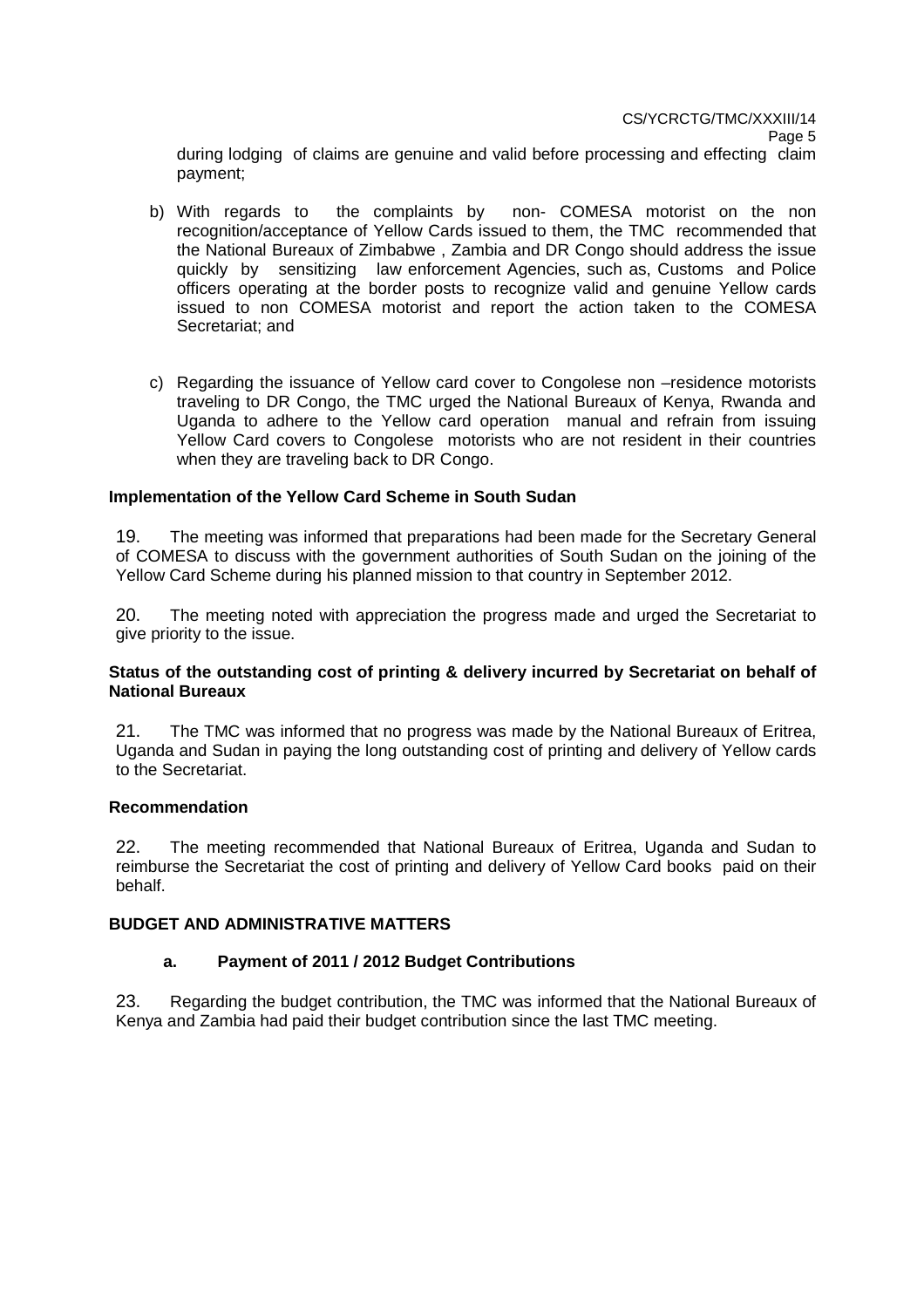during lodging of claims are genuine and valid before processing and effecting claim payment;

b) With regards to the complaints by non- COMESA motorist on the non recognition/acceptance of Yellow Cards issued to them, the TMC recommended that the National Bureaux of Zimbabwe , Zambia and DR Congo should address the issue quickly by sensitizing law enforcement Agencies, such as, Customs and Police officers operating at the border posts to recognize valid and genuine Yellow cards issued to non COMESA motorist and report the action taken to the COMESA Secretariat; and

c) Regarding the issuance of Yellow card cover to Congolese non –residence motorists traveling to DR Congo, the TMC urged the National Bureaux of Kenya, Rwanda and Uganda to adhere to the Yellow card operation manual and refrain from issuing Yellow Card covers to Congolese motorists who are not resident in their countries when they are traveling back to DR Congo.

**Implementation of the Yellow Card Scheme in South Sudan**

19. The meeting was informed that preparations had been made for the Secretary General of COMESA to discuss with the government authorities of South Sudan on the joining of the Yellow Card Scheme during his planned mission to that country in September 2012.

20. The meeting noted with appreciation the progress made and urged the Secretariat to give priority to the issue.

**Status of the outstanding cost of printing & delivery incurred by Secretariat on behalf of National Bureaux**

21. The TMC was informed that no progress was made by the National Bureaux of Eritrea, Uganda and Sudan in paying the long outstanding cost of printing and delivery of Yellow cards to the Secretariat.

**Recommendation**

22. The meeting recommended that National Bureaux of Eritrea, Uganda and Sudan to reimburse the Secretariat the cost of printing and delivery of Yellow Card books paid on their behalf.

**BUDGET AND ADMINISTRATIVE MATTERS**

**a. Payment of 2011 / 2012 Budget Contributions**

23. Regarding the budget contribution, the TMC was informed that the National Bureaux of Kenya and Zambia had paid their budget contribution since the last TMC meeting.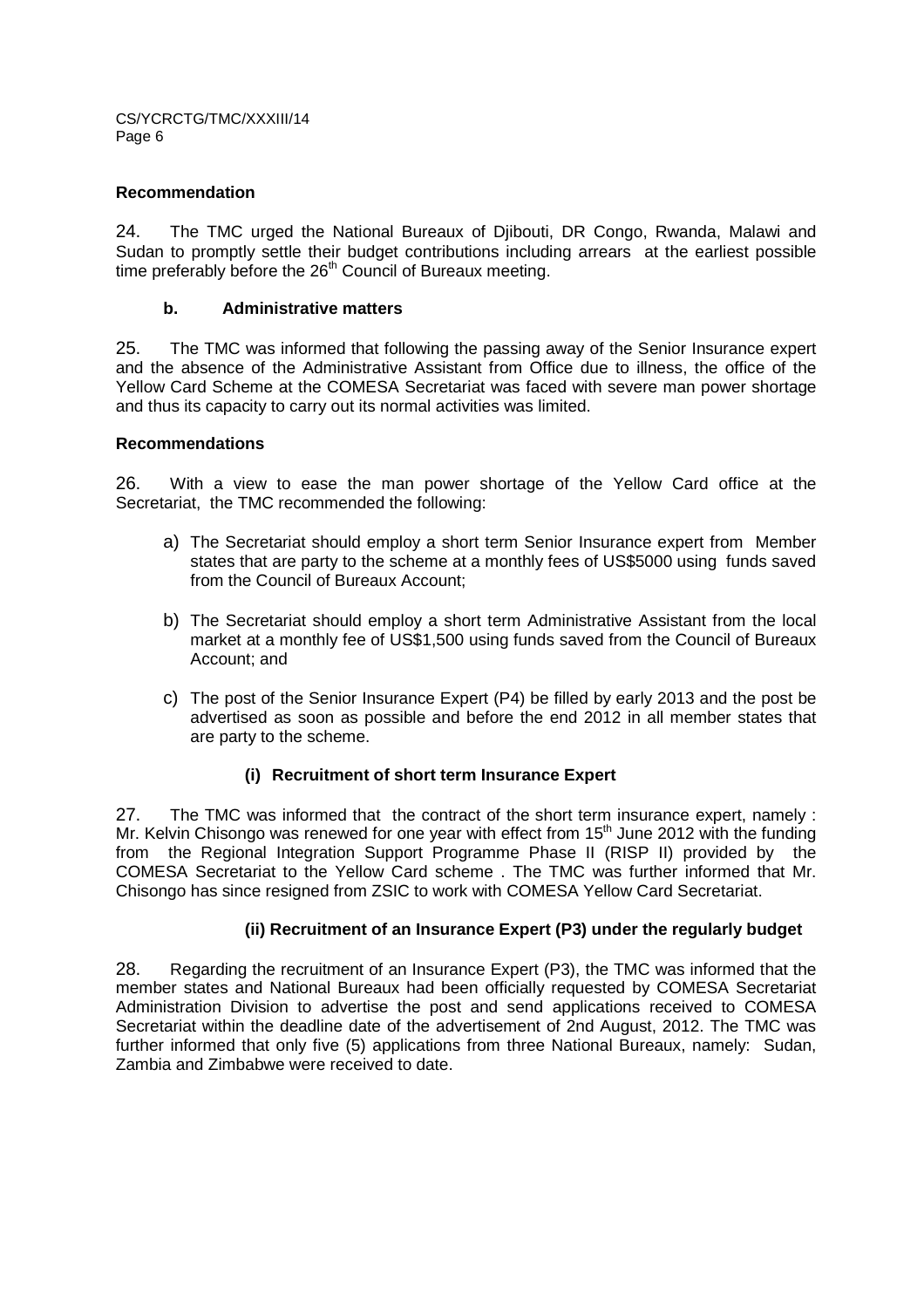### Recommendation

24. The TMC urged the National Bureaux of Djibouti, DR Congo, Rwanda, Malawi and Sudan to promptly settle their budget contributions including arrears at the earliest possible time preferably before the 26th Council of Bureaux meeting.

#### b. Administrative matters

25. The TMC was informed that following the passing away of the Senior Insurance expert and the absence of the Administrative Assistant from Office due to illness, the office of the Yellow Card Scheme at the COMESA Secretariat was faced with severe man power shortage and thus its capacity to carry out its normal activities was limited.

### Recommendations

26. With a view to ease the man power shortage of the Yellow Card office at the Secretariat, the TMC recommended the following:

a) The Secretariat should employ a short term Senior Insurance expert from Member states that are party to the scheme at a monthly fees of US$5000 using funds saved from the Council of Bureaux Account;

b) The Secretariat should employ a short term Administrative Assistant from the local market at a monthly fee of US$1,500 using funds saved from the Council of Bureaux Account; and

c) The post of the Senior Insurance Expert (P4) be filled by early 2013 and the post be advertised as soon as possible and before the end 2012 in all member states that are party to the scheme.

#### (i) Recruitment of short term Insurance Expert

27. The TMC was informed that the contract of the short term insurance expert, namely : Mr. Kelvin Chisongo was renewed for one year with effect from 15th June 2012 with the funding from the Regional Integration Support Programme Phase II (RISP II) provided by the COMESA Secretariat to the Yellow Card scheme . The TMC was further informed that Mr. Chisongo has since resigned from ZSIC to work with COMESA Yellow Card Secretariat.

#### (ii) Recruitment of an Insurance Expert (P3) under the regularly budget

28. Regarding the recruitment of an Insurance Expert (P3), the TMC was informed that the member states and National Bureaux had been officially requested by COMESA Secretariat Administration Division to advertise the post and send applications received to COMESA Secretariat within the deadline date of the advertisement of 2nd August, 2012. The TMC was further informed that only five (5) applications from three National Bureaux, namely: Sudan, Zambia and Zimbabwe were received to date.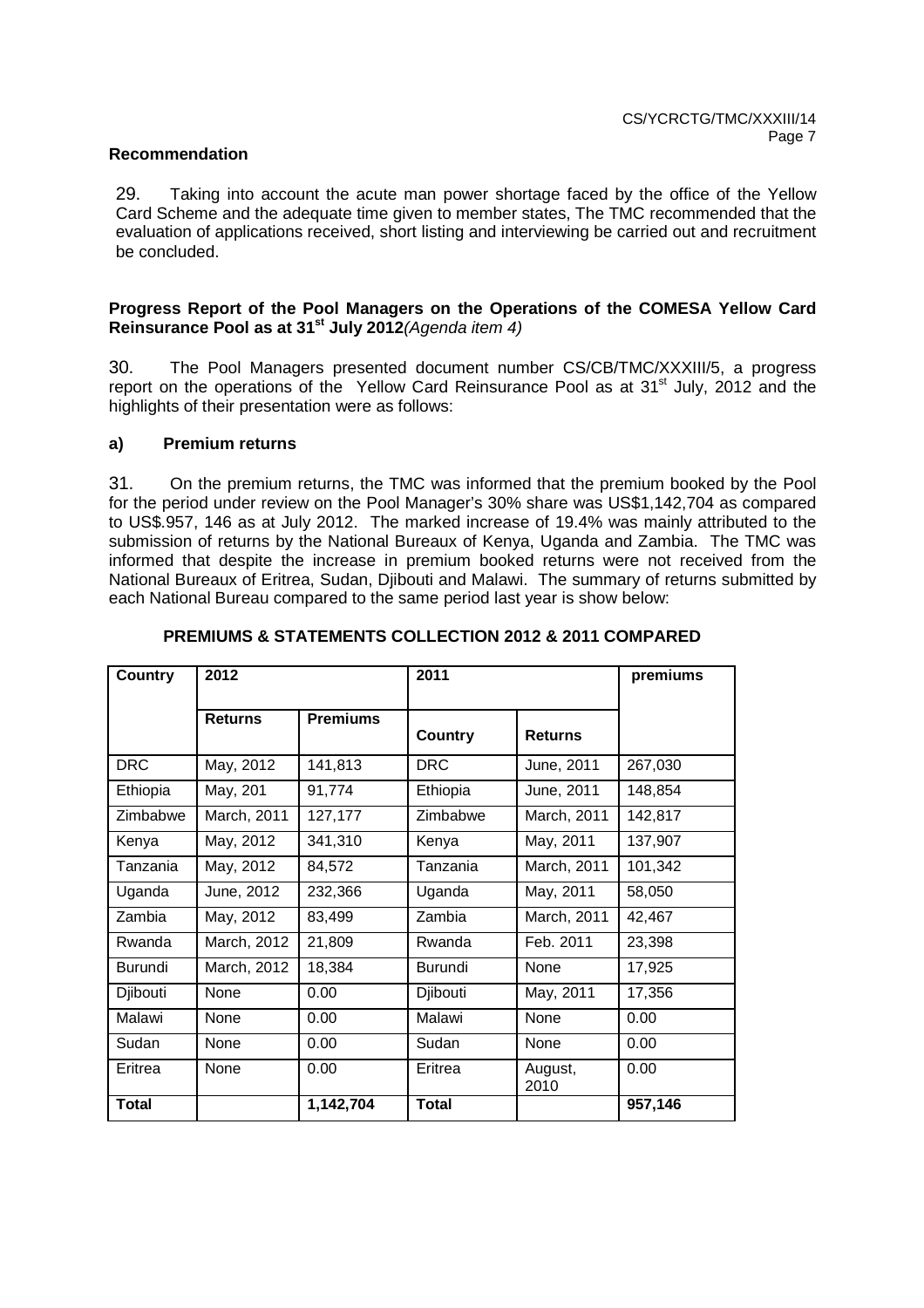### Recommendation

29. Taking into account the acute man power shortage faced by the office of the Yellow Card Scheme and the adequate time given to member states, The TMC recommended that the evaluation of applications received, short listing and interviewing be carried out and recruitment be concluded.

### Progress Report of the Pool Managers on the Operations of the COMESA Yellow Card Reinsurance Pool as at 31st July 2012 *(Agenda item 4)*

30. The Pool Managers presented document number CS/CB/TMC/XXXIII/5, a progress report on the operations of the Yellow Card Reinsurance Pool as at 31st July, 2012 and the highlights of their presentation were as follows:

### a) Premium returns

31. On the premium returns, the TMC was informed that the premium booked by the Pool for the period under review on the Pool Manager's 30% share was US$1,142,704 as compared to US$.957, 146 as at July 2012. The marked increase of 19.4% was mainly attributed to the submission of returns by the National Bureaux of Kenya, Uganda and Zambia. The TMC was informed that despite the increase in premium booked returns were not received from the National Bureaux of Eritrea, Sudan, Djibouti and Malawi. The summary of returns submitted by each National Bureau compared to the same period last year is show below:

**PREMIUMS & STATEMENTS COLLECTION 2012 & 2011 COMPARED**

| Country | 2012 | | 2011 | | premiums |
|---|---|---|---|---|---|
| | Returns | Premiums | Country | Returns | |
| DRC | May, 2012 | 141,813 | DRC | June, 2011 | 267,030 |
| Ethiopia | May, 201 | 91,774 | Ethiopia | June, 2011 | 148,854 |
| Zimbabwe | March, 2011 | 127,177 | Zimbabwe | March, 2011 | 142,817 |
| Kenya | May, 2012 | 341,310 | Kenya | May, 2011 | 137,907 |
| Tanzania | May, 2012 | 84,572 | Tanzania | March, 2011 | 101,342 |
| Uganda | June, 2012 | 232,366 | Uganda | May, 2011 | 58,050 |
| Zambia | May, 2012 | 83,499 | Zambia | March, 2011 | 42,467 |
| Rwanda | March, 2012 | 21,809 | Rwanda | Feb. 2011 | 23,398 |
| Burundi | March, 2012 | 18,384 | Burundi | None | 17,925 |
| Djibouti | None | 0.00 | Djibouti | May, 2011 | 17,356 |
| Malawi | None | 0.00 | Malawi | None | 0.00 |
| Sudan | None | 0.00 | Sudan | None | 0.00 |
| Eritrea | None | 0.00 | Eritrea | August, 2010 | 0.00 |
| **Total** | | **1,142,704** | **Total** | | **957,146** |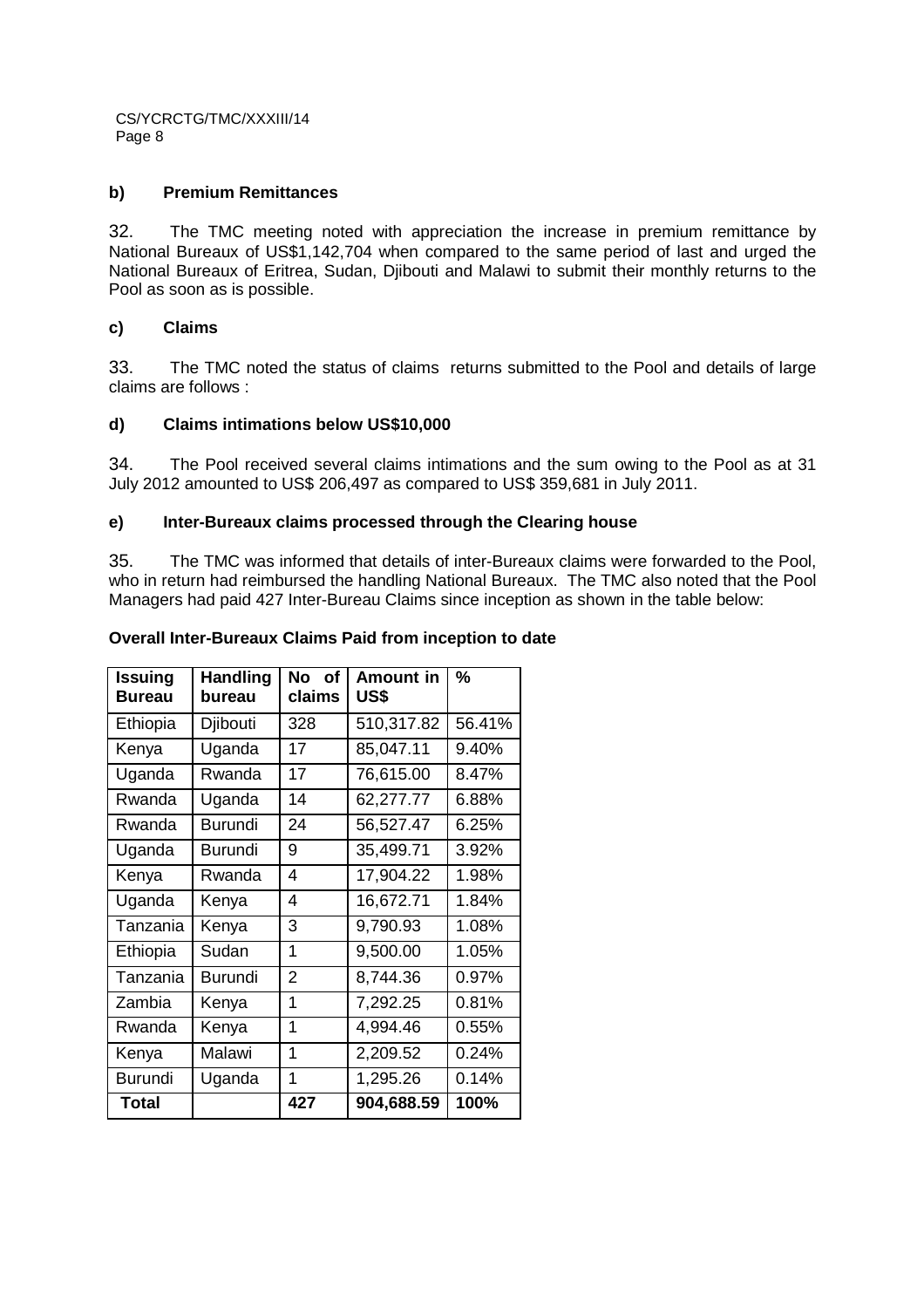### b) Premium Remittances

32. The TMC meeting noted with appreciation the increase in premium remittance by National Bureaux of US$1,142,704 when compared to the same period of last and urged the National Bureaux of Eritrea, Sudan, Djibouti and Malawi to submit their monthly returns to the Pool as soon as is possible.

### c) Claims

33. The TMC noted the status of claims returns submitted to the Pool and details of large claims are follows :

### d) Claims intimations below US$10,000

34. The Pool received several claims intimations and the sum owing to the Pool as at 31 July 2012 amounted to US$ 206,497 as compared to US$ 359,681 in July 2011.

### e) Inter-Bureaux claims processed through the Clearing house

35. The TMC was informed that details of inter-Bureaux claims were forwarded to the Pool, who in return had reimbursed the handling National Bureaux. The TMC also noted that the Pool Managers had paid 427 Inter-Bureau Claims since inception as shown in the table below:

**Overall Inter-Bureaux Claims Paid from inception to date**

| Issuing Bureau | Handling bureau | No of claims | Amount in US$ | % |
|---|---|---|---|---|
| Ethiopia | Djibouti | 328 | 510,317.82 | 56.41% |
| Kenya | Uganda | 17 | 85,047.11 | 9.40% |
| Uganda | Rwanda | 17 | 76,615.00 | 8.47% |
| Rwanda | Uganda | 14 | 62,277.77 | 6.88% |
| Rwanda | Burundi | 24 | 56,527.47 | 6.25% |
| Uganda | Burundi | 9 | 35,499.71 | 3.92% |
| Kenya | Rwanda | 4 | 17,904.22 | 1.98% |
| Uganda | Kenya | 4 | 16,672.71 | 1.84% |
| Tanzania | Kenya | 3 | 9,790.93 | 1.08% |
| Ethiopia | Sudan | 1 | 9,500.00 | 1.05% |
| Tanzania | Burundi | 2 | 8,744.36 | 0.97% |
| Zambia | Kenya | 1 | 7,292.25 | 0.81% |
| Rwanda | Kenya | 1 | 4,994.46 | 0.55% |
| Kenya | Malawi | 1 | 2,209.52 | 0.24% |
| Burundi | Uganda | 1 | 1,295.26 | 0.14% |
| **Total** | | **427** | **904,688.59** | **100%** |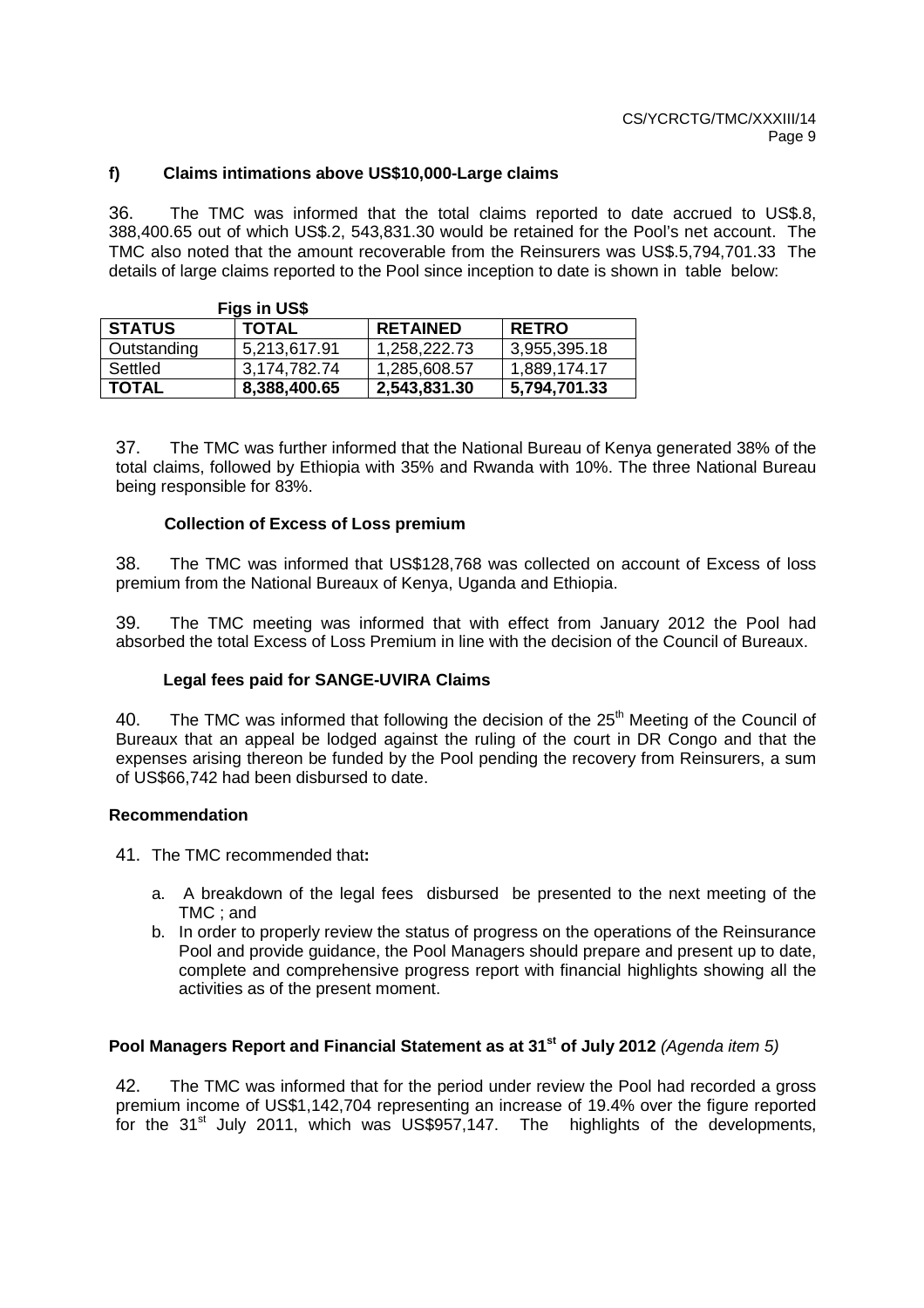### f) Claims intimations above US$10,000-Large claims

36. The TMC was informed that the total claims reported to date accrued to US$.8, 388,400.65 out of which US$.2, 543,831.30 would be retained for the Pool's net account. The TMC also noted that the amount recoverable from the Reinsurers was US$.5,794,701.33 The details of large claims reported to the Pool since inception to date is shown in table below:

**Figs in US$**

| STATUS | TOTAL | RETAINED | RETRO |
|---|---|---|---|
| Outstanding | 5,213,617.91 | 1,258,222.73 | 3,955,395.18 |
| Settled | 3,174,782.74 | 1,285,608.57 | 1,889,174.17 |
| **TOTAL** | **8,388,400.65** | **2,543,831.30** | **5,794,701.33** |

37. The TMC was further informed that the National Bureau of Kenya generated 38% of the total claims, followed by Ethiopia with 35% and Rwanda with 10%. The three National Bureau being responsible for 83%.

#### Collection of Excess of Loss premium

38. The TMC was informed that US$128,768 was collected on account of Excess of loss premium from the National Bureaux of Kenya, Uganda and Ethiopia.

39. The TMC meeting was informed that with effect from January 2012 the Pool had absorbed the total Excess of Loss Premium in line with the decision of the Council of Bureaux.

#### Legal fees paid for SANGE-UVIRA Claims

40. The TMC was informed that following the decision of the 25th Meeting of the Council of Bureaux that an appeal be lodged against the ruling of the court in DR Congo and that the expenses arising thereon be funded by the Pool pending the recovery from Reinsurers, a sum of US$66,742 had been disbursed to date.

### Recommendation

41. The TMC recommended that**:**

a. A breakdown of the legal fees disbursed be presented to the next meeting of the TMC ; and

b. In order to properly review the status of progress on the operations of the Reinsurance Pool and provide guidance, the Pool Managers should prepare and present up to date, complete and comprehensive progress report with financial highlights showing all the activities as of the present moment.

### Pool Managers Report and Financial Statement as at 31st of July 2012 *(Agenda item 5)*

42. The TMC was informed that for the period under review the Pool had recorded a gross premium income of US$1,142,704 representing an increase of 19.4% over the figure reported for the 31st July 2011, which was US$957,147. The highlights of the developments,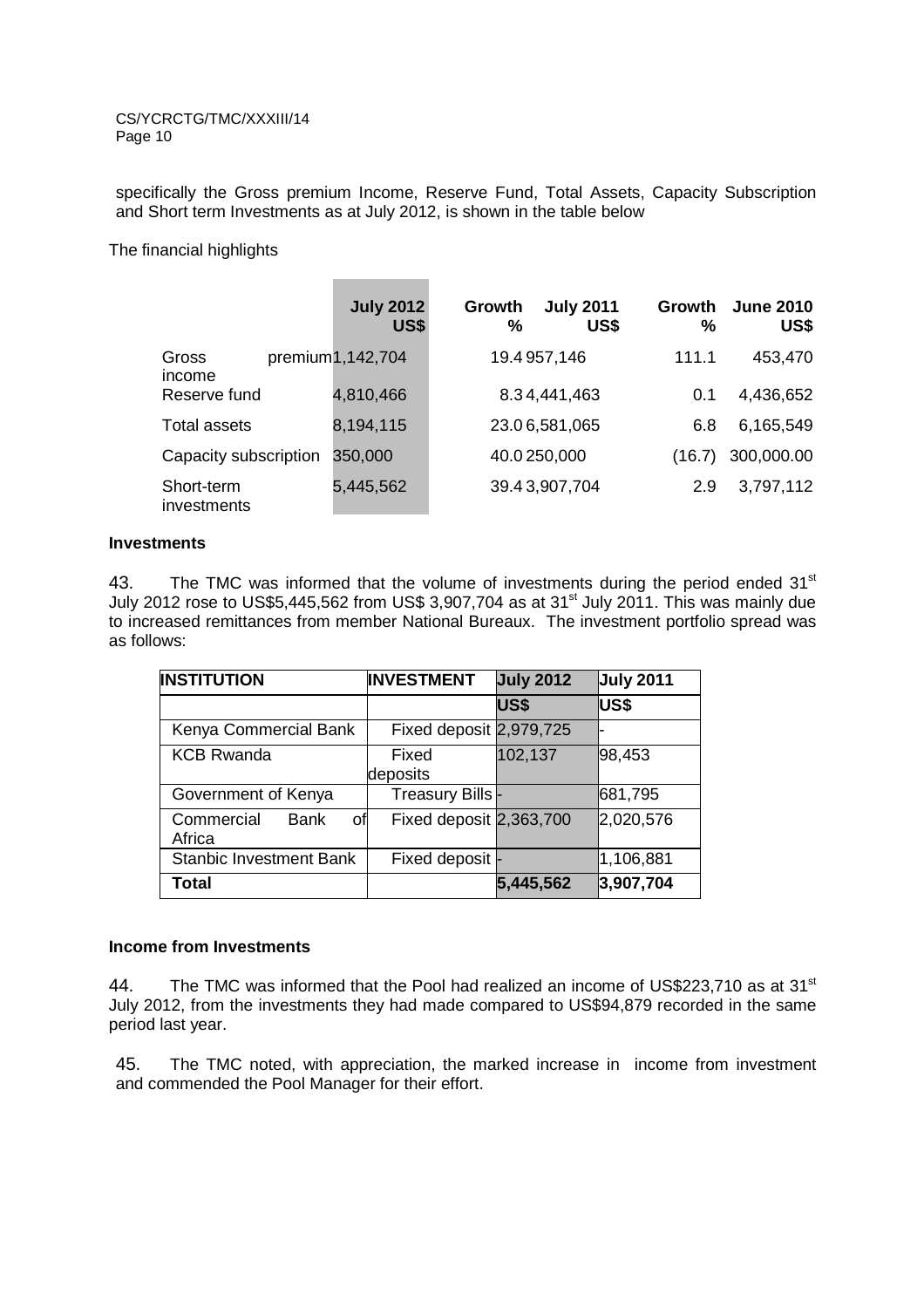specifically the Gross premium Income, Reserve Fund, Total Assets, Capacity Subscription and Short term Investments as at July 2012, is shown in the table below

The financial highlights

| | July 2012 US$ | Growth % | July 2011 US$ | Growth % | June 2010 US$ |
|---|---|---|---|---|---|
| Gross premium income | 1,142,704 | 19.4 | 957,146 | 111.1 | 453,470 |
| Reserve fund | 4,810,466 | 8.3 | 4,441,463 | 0.1 | 4,436,652 |
| Total assets | 8,194,115 | 23.0 | 6,581,065 | 6.8 | 6,165,549 |
| Capacity subscription | 350,000 | 40.0 | 250,000 | (16.7) | 300,000.00 |
| Short-term investments | 5,445,562 | 39.4 | 3,907,704 | 2.9 | 3,797,112 |

**Investments**

43. The TMC was informed that the volume of investments during the period ended 31st July 2012 rose to US$5,445,562 from US$ 3,907,704 as at 31st July 2011. This was mainly due to increased remittances from member National Bureaux. The investment portfolio spread was as follows:

| INSTITUTION | INVESTMENT | July 2012 | July 2011 |
|---|---|---|---|
| | | US$ | US$ |
| Kenya Commercial Bank | Fixed deposit | 2,979,725 | - |
| KCB Rwanda | Fixed deposits | 102,137 | 98,453 |
| Government of Kenya | Treasury Bills | - | 681,795 |
| Commercial Bank of Africa | Fixed deposit | 2,363,700 | 2,020,576 |
| Stanbic Investment Bank | Fixed deposit | - | 1,106,881 |
| **Total** | | **5,445,562** | **3,907,704** |

**Income from Investments**

44. The TMC was informed that the Pool had realized an income of US$223,710 as at 31st July 2012, from the investments they had made compared to US$94,879 recorded in the same period last year.

45. The TMC noted, with appreciation, the marked increase in income from investment and commended the Pool Manager for their effort.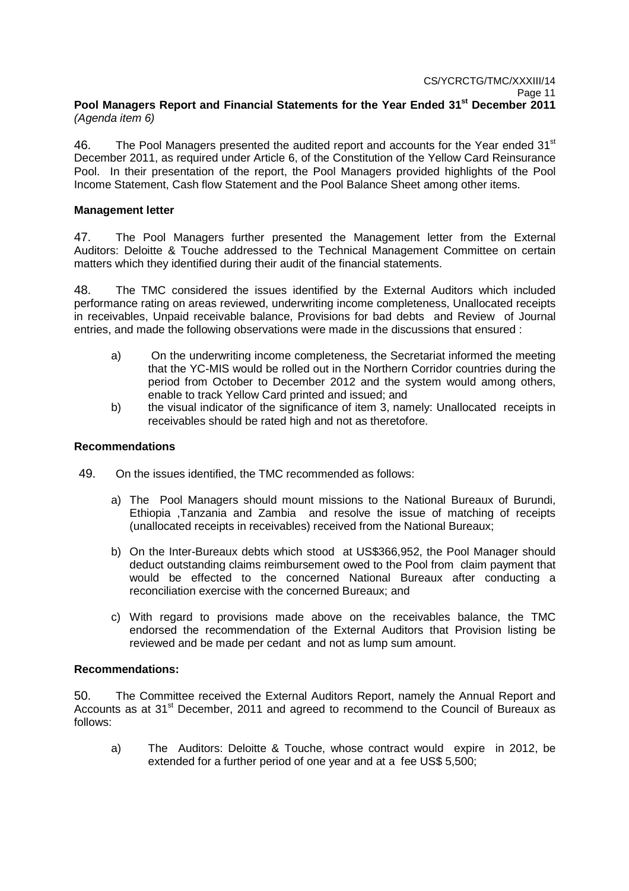**Pool Managers Report and Financial Statements for the Year Ended 31st December 2011** *(Agenda item 6)*

46. The Pool Managers presented the audited report and accounts for the Year ended 31st December 2011, as required under Article 6, of the Constitution of the Yellow Card Reinsurance Pool. In their presentation of the report, the Pool Managers provided highlights of the Pool Income Statement, Cash flow Statement and the Pool Balance Sheet among other items.

**Management letter**

47. The Pool Managers further presented the Management letter from the External Auditors: Deloitte & Touche addressed to the Technical Management Committee on certain matters which they identified during their audit of the financial statements.

48. The TMC considered the issues identified by the External Auditors which included performance rating on areas reviewed, underwriting income completeness, Unallocated receipts in receivables, Unpaid receivable balance, Provisions for bad debts and Review of Journal entries, and made the following observations were made in the discussions that ensured :

a) On the underwriting income completeness, the Secretariat informed the meeting that the YC-MIS would be rolled out in the Northern Corridor countries during the period from October to December 2012 and the system would among others, enable to track Yellow Card printed and issued; and

b) the visual indicator of the significance of item 3, namely: Unallocated receipts in receivables should be rated high and not as theretofore.

**Recommendations**

49. On the issues identified, the TMC recommended as follows:

a) The Pool Managers should mount missions to the National Bureaux of Burundi, Ethiopia ,Tanzania and Zambia and resolve the issue of matching of receipts (unallocated receipts in receivables) received from the National Bureaux;

b) On the Inter-Bureaux debts which stood at US$366,952, the Pool Manager should deduct outstanding claims reimbursement owed to the Pool from claim payment that would be effected to the concerned National Bureaux after conducting a reconciliation exercise with the concerned Bureaux; and

c) With regard to provisions made above on the receivables balance, the TMC endorsed the recommendation of the External Auditors that Provision listing be reviewed and be made per cedant and not as lump sum amount.

**Recommendations:**

50. The Committee received the External Auditors Report, namely the Annual Report and Accounts as at 31st December, 2011 and agreed to recommend to the Council of Bureaux as follows:

a) The Auditors: Deloitte & Touche, whose contract would expire in 2012, be extended for a further period of one year and at a fee US$ 5,500;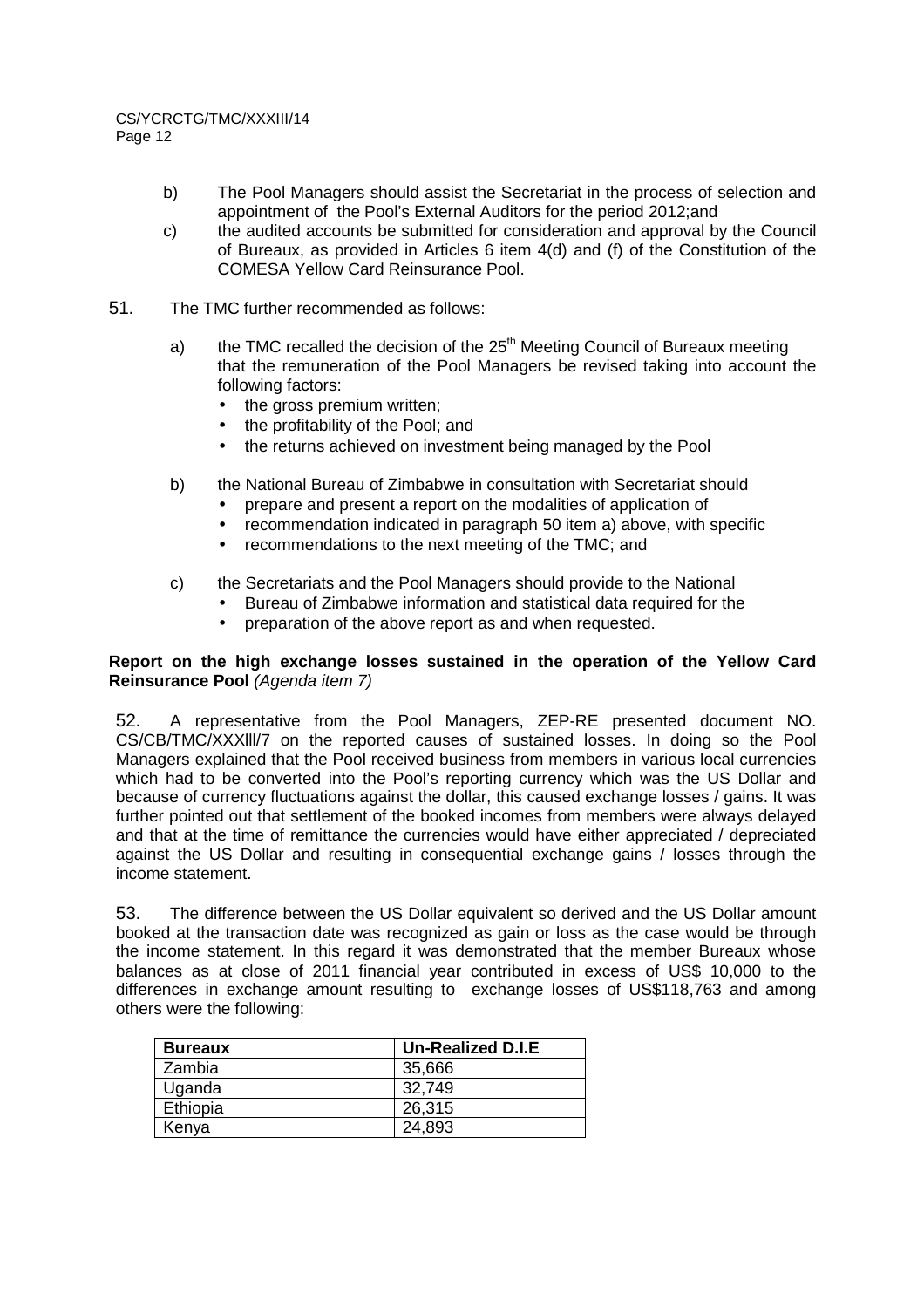b) The Pool Managers should assist the Secretariat in the process of selection and appointment of the Pool's External Auditors for the period 2012;and

c) the audited accounts be submitted for consideration and approval by the Council of Bureaux, as provided in Articles 6 item 4(d) and (f) of the Constitution of the COMESA Yellow Card Reinsurance Pool.

51. The TMC further recommended as follows:

a) the TMC recalled the decision of the 25th Meeting Council of Bureaux meeting that the remuneration of the Pool Managers be revised taking into account the following factors:
   - the gross premium written;
   - the profitability of the Pool; and
   - the returns achieved on investment being managed by the Pool

b) the National Bureau of Zimbabwe in consultation with Secretariat should
   - prepare and present a report on the modalities of application of
   - recommendation indicated in paragraph 50 item a) above, with specific
   - recommendations to the next meeting of the TMC; and

c) the Secretariats and the Pool Managers should provide to the National
   - Bureau of Zimbabwe information and statistical data required for the
   - preparation of the above report as and when requested.

**Report on the high exchange losses sustained in the operation of the Yellow Card Reinsurance Pool** *(Agenda item 7)*

52. A representative from the Pool Managers, ZEP-RE presented document NO. CS/CB/TMC/XXXlll/7 on the reported causes of sustained losses. In doing so the Pool Managers explained that the Pool received business from members in various local currencies which had to be converted into the Pool's reporting currency which was the US Dollar and because of currency fluctuations against the dollar, this caused exchange losses / gains. It was further pointed out that settlement of the booked incomes from members were always delayed and that at the time of remittance the currencies would have either appreciated / depreciated against the US Dollar and resulting in consequential exchange gains / losses through the income statement.

53. The difference between the US Dollar equivalent so derived and the US Dollar amount booked at the transaction date was recognized as gain or loss as the case would be through the income statement. In this regard it was demonstrated that the member Bureaux whose balances as at close of 2011 financial year contributed in excess of US$ 10,000 to the differences in exchange amount resulting to exchange losses of US$118,763 and among others were the following:

| Bureaux | Un-Realized D.I.E |
|---|---|
| Zambia | 35,666 |
| Uganda | 32,749 |
| Ethiopia | 26,315 |
| Kenya | 24,893 |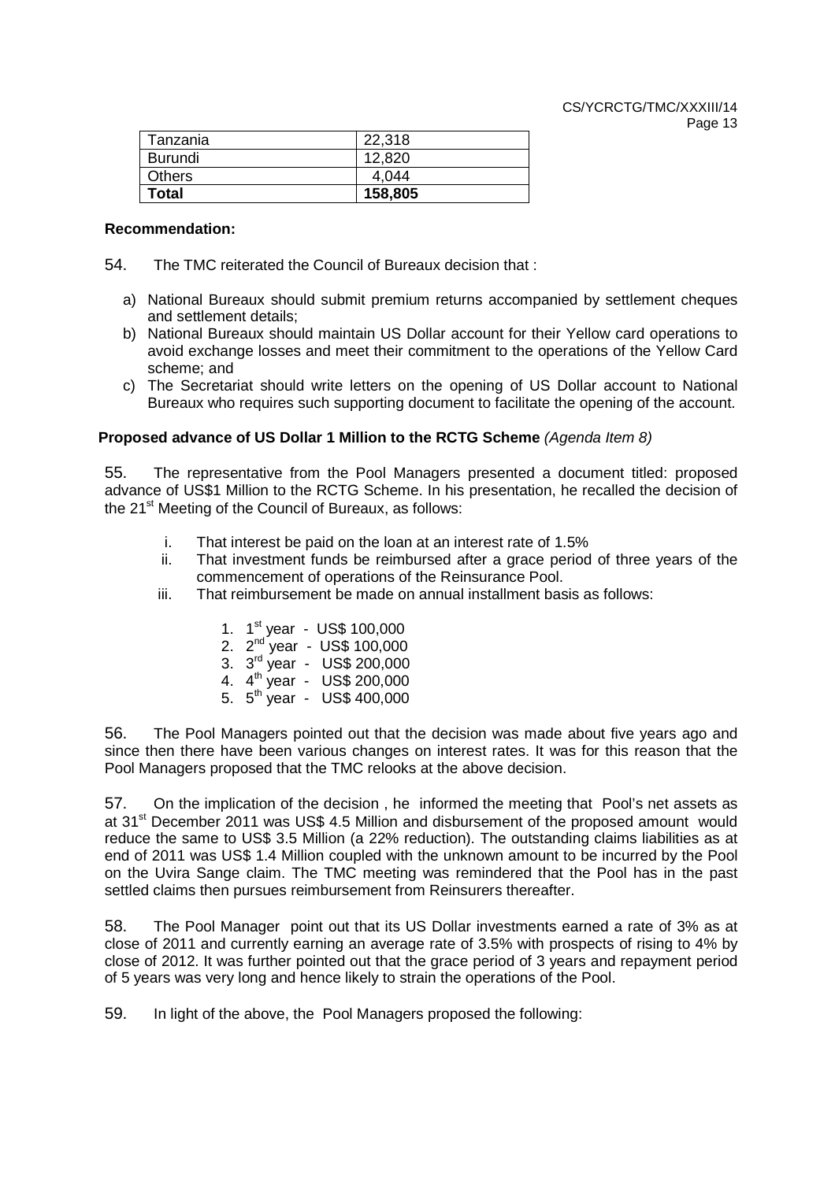| Tanzania | 22,318 |
|---|---|
| Burundi | 12,820 |
| Others | 4,044 |
| **Total** | **158,805** |

**Recommendation:**

54. The TMC reiterated the Council of Bureaux decision that :

a) National Bureaux should submit premium returns accompanied by settlement cheques and settlement details;
b) National Bureaux should maintain US Dollar account for their Yellow card operations to avoid exchange losses and meet their commitment to the operations of the Yellow Card scheme; and
c) The Secretariat should write letters on the opening of US Dollar account to National Bureaux who requires such supporting document to facilitate the opening of the account.

**Proposed advance of US Dollar 1 Million to the RCTG Scheme** *(Agenda Item 8)*

55. The representative from the Pool Managers presented a document titled: proposed advance of US$1 Million to the RCTG Scheme. In his presentation, he recalled the decision of the 21st Meeting of the Council of Bureaux, as follows:

i. That interest be paid on the loan at an interest rate of 1.5%
ii. That investment funds be reimbursed after a grace period of three years of the commencement of operations of the Reinsurance Pool.
iii. That reimbursement be made on annual installment basis as follows:

1. 1st year - US$ 100,000
2. 2nd year - US$ 100,000
3. 3rd year - US$ 200,000
4. 4th year - US$ 200,000
5. 5th year - US$ 400,000

56. The Pool Managers pointed out that the decision was made about five years ago and since then there have been various changes on interest rates. It was for this reason that the Pool Managers proposed that the TMC relooks at the above decision.

57. On the implication of the decision , he informed the meeting that Pool's net assets as at 31st December 2011 was US$ 4.5 Million and disbursement of the proposed amount would reduce the same to US$ 3.5 Million (a 22% reduction). The outstanding claims liabilities as at end of 2011 was US$ 1.4 Million coupled with the unknown amount to be incurred by the Pool on the Uvira Sange claim. The TMC meeting was remindered that the Pool has in the past settled claims then pursues reimbursement from Reinsurers thereafter.

58. The Pool Manager point out that its US Dollar investments earned a rate of 3% as at close of 2011 and currently earning an average rate of 3.5% with prospects of rising to 4% by close of 2012. It was further pointed out that the grace period of 3 years and repayment period of 5 years was very long and hence likely to strain the operations of the Pool.

59. In light of the above, the Pool Managers proposed the following: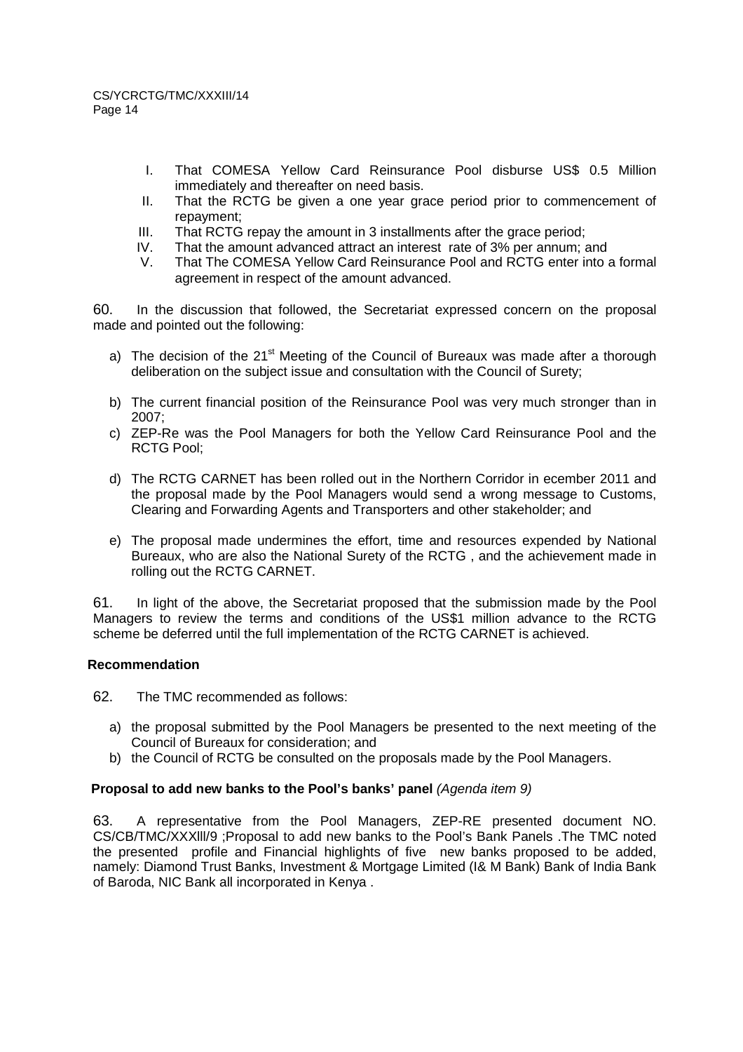I. That COMESA Yellow Card Reinsurance Pool disburse US$ 0.5 Million immediately and thereafter on need basis.
II. That the RCTG be given a one year grace period prior to commencement of repayment;
III. That RCTG repay the amount in 3 installments after the grace period;
IV. That the amount advanced attract an interest rate of 3% per annum; and
V. That The COMESA Yellow Card Reinsurance Pool and RCTG enter into a formal agreement in respect of the amount advanced.

60. In the discussion that followed, the Secretariat expressed concern on the proposal made and pointed out the following:

a) The decision of the 21st Meeting of the Council of Bureaux was made after a thorough deliberation on the subject issue and consultation with the Council of Surety;

b) The current financial position of the Reinsurance Pool was very much stronger than in 2007;

c) ZEP-Re was the Pool Managers for both the Yellow Card Reinsurance Pool and the RCTG Pool;

d) The RCTG CARNET has been rolled out in the Northern Corridor in ecember 2011 and the proposal made by the Pool Managers would send a wrong message to Customs, Clearing and Forwarding Agents and Transporters and other stakeholder; and

e) The proposal made undermines the effort, time and resources expended by National Bureaux, who are also the National Surety of the RCTG , and the achievement made in rolling out the RCTG CARNET.

61. In light of the above, the Secretariat proposed that the submission made by the Pool Managers to review the terms and conditions of the US$1 million advance to the RCTG scheme be deferred until the full implementation of the RCTG CARNET is achieved.

**Recommendation**

62. The TMC recommended as follows:

a) the proposal submitted by the Pool Managers be presented to the next meeting of the Council of Bureaux for consideration; and
b) the Council of RCTG be consulted on the proposals made by the Pool Managers.

**Proposal to add new banks to the Pool's banks' panel** *(Agenda item 9)*

63. A representative from the Pool Managers, ZEP-RE presented document NO. CS/CB/TMC/XXXlll/9 ;Proposal to add new banks to the Pool's Bank Panels .The TMC noted the presented profile and Financial highlights of five new banks proposed to be added, namely: Diamond Trust Banks, Investment & Mortgage Limited (I& M Bank) Bank of India Bank of Baroda, NIC Bank all incorporated in Kenya .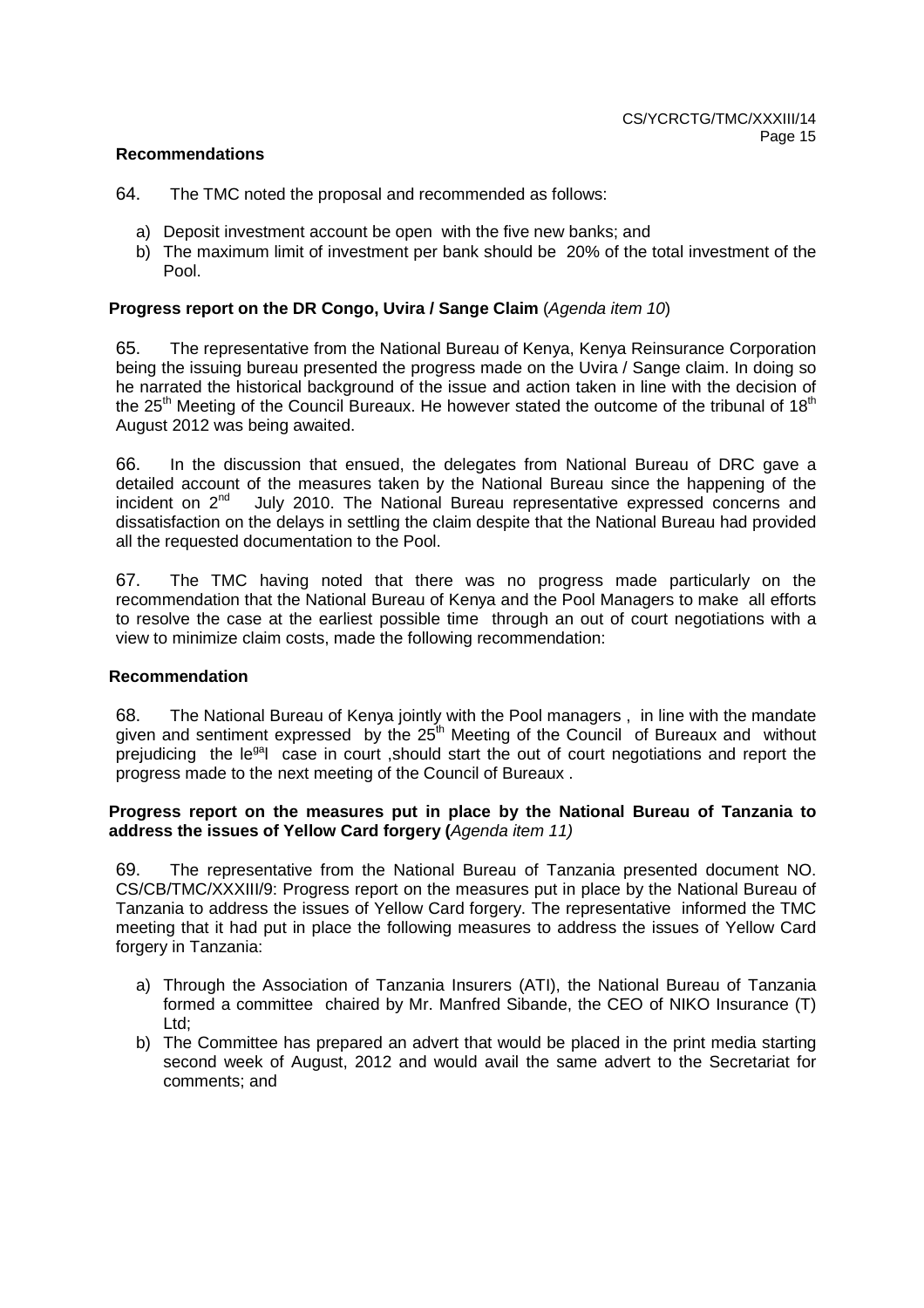**Recommendations**

64. The TMC noted the proposal and recommended as follows:

a) Deposit investment account be open with the five new banks; and
b) The maximum limit of investment per bank should be 20% of the total investment of the Pool.

**Progress report on the DR Congo, Uvira / Sange Claim** (*Agenda item 10*)

65. The representative from the National Bureau of Kenya, Kenya Reinsurance Corporation being the issuing bureau presented the progress made on the Uvira / Sange claim. In doing so he narrated the historical background of the issue and action taken in line with the decision of the 25th Meeting of the Council Bureaux. He however stated the outcome of the tribunal of 18th August 2012 was being awaited.

66. In the discussion that ensued, the delegates from National Bureau of DRC gave a detailed account of the measures taken by the National Bureau since the happening of the incident on 2nd July 2010. The National Bureau representative expressed concerns and dissatisfaction on the delays in settling the claim despite that the National Bureau had provided all the requested documentation to the Pool.

67. The TMC having noted that there was no progress made particularly on the recommendation that the National Bureau of Kenya and the Pool Managers to make all efforts to resolve the case at the earliest possible time through an out of court negotiations with a view to minimize claim costs, made the following recommendation:

**Recommendation**

68. The National Bureau of Kenya jointly with the Pool managers , in line with the mandate given and sentiment expressed by the 25th Meeting of the Council of Bureaux and without prejudicing the legal case in court ,should start the out of court negotiations and report the progress made to the next meeting of the Council of Bureaux .

**Progress report on the measures put in place by the National Bureau of Tanzania to address the issues of Yellow Card forgery (***Agenda item 11)*

69. The representative from the National Bureau of Tanzania presented document NO. CS/CB/TMC/XXXIII/9: Progress report on the measures put in place by the National Bureau of Tanzania to address the issues of Yellow Card forgery. The representative informed the TMC meeting that it had put in place the following measures to address the issues of Yellow Card forgery in Tanzania:

a) Through the Association of Tanzania Insurers (ATI), the National Bureau of Tanzania formed a committee chaired by Mr. Manfred Sibande, the CEO of NIKO Insurance (T) Ltd;
b) The Committee has prepared an advert that would be placed in the print media starting second week of August, 2012 and would avail the same advert to the Secretariat for comments; and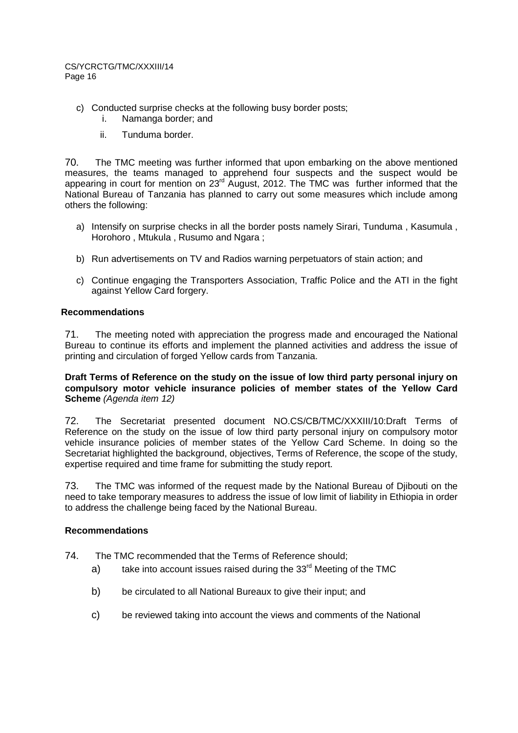c) Conducted surprise checks at the following busy border posts;
   i. Namanga border; and
   ii. Tunduma border.

70. The TMC meeting was further informed that upon embarking on the above mentioned measures, the teams managed to apprehend four suspects and the suspect would be appearing in court for mention on 23rd August, 2012. The TMC was further informed that the National Bureau of Tanzania has planned to carry out some measures which include among others the following:

a) Intensify on surprise checks in all the border posts namely Sirari, Tunduma , Kasumula , Horohoro , Mtukula , Rusumo and Ngara ;

b) Run advertisements on TV and Radios warning perpetuators of stain action; and

c) Continue engaging the Transporters Association, Traffic Police and the ATI in the fight against Yellow Card forgery.

**Recommendations**

71. The meeting noted with appreciation the progress made and encouraged the National Bureau to continue its efforts and implement the planned activities and address the issue of printing and circulation of forged Yellow cards from Tanzania.

**Draft Terms of Reference on the study on the issue of low third party personal injury on compulsory motor vehicle insurance policies of member states of the Yellow Card Scheme** *(Agenda item 12)*

72. The Secretariat presented document NO.CS/CB/TMC/XXXIII/10:Draft Terms of Reference on the study on the issue of low third party personal injury on compulsory motor vehicle insurance policies of member states of the Yellow Card Scheme. In doing so the Secretariat highlighted the background, objectives, Terms of Reference, the scope of the study, expertise required and time frame for submitting the study report.

73. The TMC was informed of the request made by the National Bureau of Djibouti on the need to take temporary measures to address the issue of low limit of liability in Ethiopia in order to address the challenge being faced by the National Bureau.

**Recommendations**

74. The TMC recommended that the Terms of Reference should;

a) take into account issues raised during the 33rd Meeting of the TMC

b) be circulated to all National Bureaux to give their input; and

c) be reviewed taking into account the views and comments of the National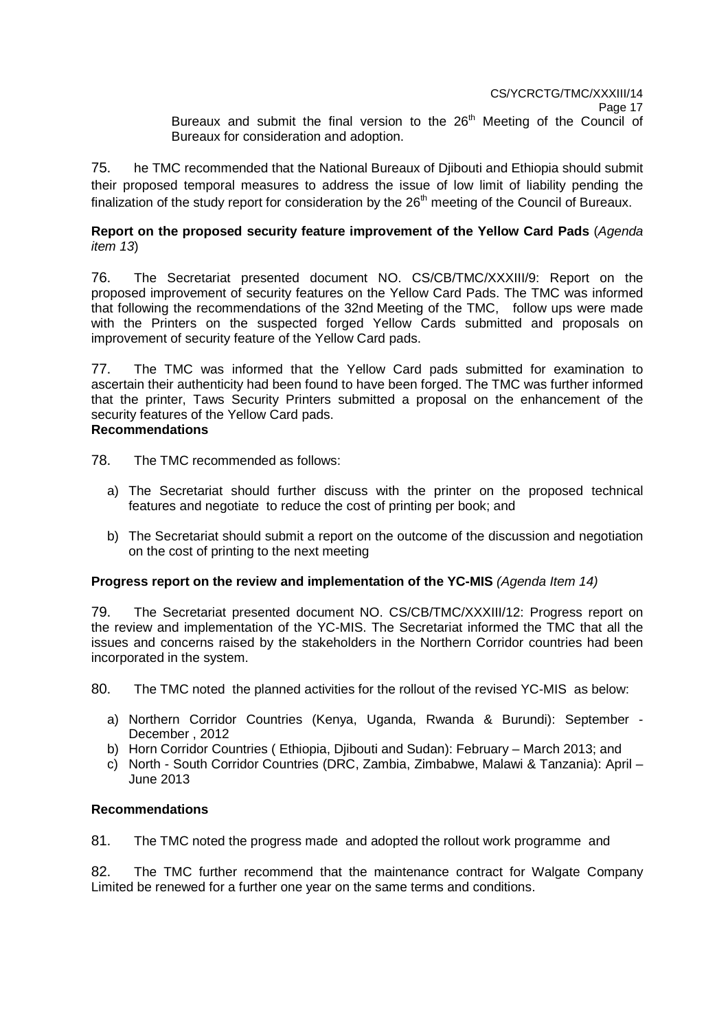Bureaux and submit the final version to the 26th Meeting of the Council of Bureaux for consideration and adoption.

75. he TMC recommended that the National Bureaux of Djibouti and Ethiopia should submit their proposed temporal measures to address the issue of low limit of liability pending the finalization of the study report for consideration by the 26th meeting of the Council of Bureaux.

**Report on the proposed security feature improvement of the Yellow Card Pads** (*Agenda item 13*)

76. The Secretariat presented document NO. CS/CB/TMC/XXXIII/9: Report on the proposed improvement of security features on the Yellow Card Pads. The TMC was informed that following the recommendations of the 32nd Meeting of the TMC, follow ups were made with the Printers on the suspected forged Yellow Cards submitted and proposals on improvement of security feature of the Yellow Card pads.

77. The TMC was informed that the Yellow Card pads submitted for examination to ascertain their authenticity had been found to have been forged. The TMC was further informed that the printer, Taws Security Printers submitted a proposal on the enhancement of the security features of the Yellow Card pads.

**Recommendations**

78. The TMC recommended as follows:

a) The Secretariat should further discuss with the printer on the proposed technical features and negotiate to reduce the cost of printing per book; and

b) The Secretariat should submit a report on the outcome of the discussion and negotiation on the cost of printing to the next meeting

**Progress report on the review and implementation of the YC-MIS** *(Agenda Item 14)*

79. The Secretariat presented document NO. CS/CB/TMC/XXXIII/12: Progress report on the review and implementation of the YC-MIS. The Secretariat informed the TMC that all the issues and concerns raised by the stakeholders in the Northern Corridor countries had been incorporated in the system.

80. The TMC noted the planned activities for the rollout of the revised YC-MIS as below:

a) Northern Corridor Countries (Kenya, Uganda, Rwanda & Burundi): September - December , 2012
b) Horn Corridor Countries ( Ethiopia, Djibouti and Sudan): February – March 2013; and
c) North - South Corridor Countries (DRC, Zambia, Zimbabwe, Malawi & Tanzania): April – June 2013

**Recommendations**

81. The TMC noted the progress made and adopted the rollout work programme and

82. The TMC further recommend that the maintenance contract for Walgate Company Limited be renewed for a further one year on the same terms and conditions.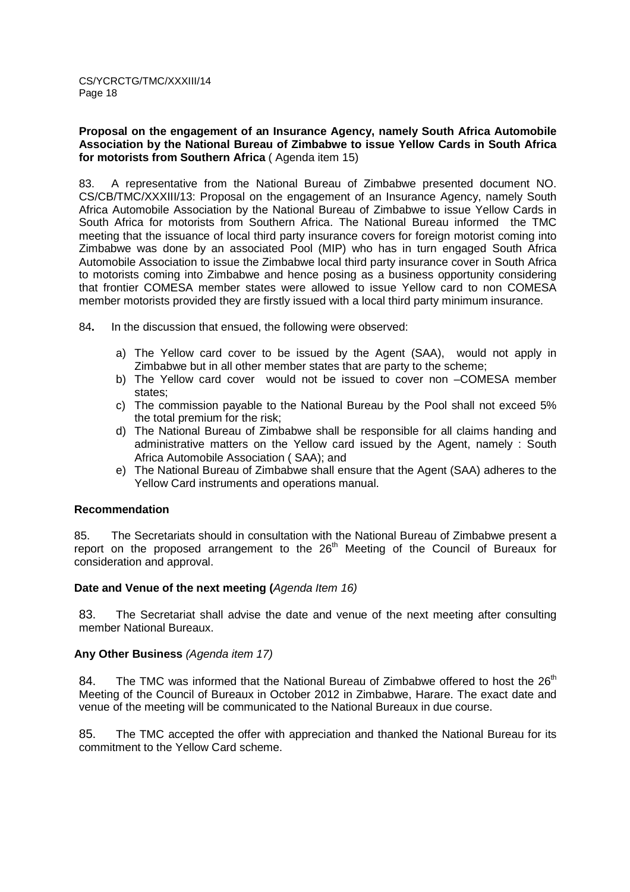**Proposal on the engagement of an Insurance Agency, namely South Africa Automobile Association by the National Bureau of Zimbabwe to issue Yellow Cards in South Africa for motorists from Southern Africa** ( Agenda item 15)

83. A representative from the National Bureau of Zimbabwe presented document NO. CS/CB/TMC/XXXIII/13: Proposal on the engagement of an Insurance Agency, namely South Africa Automobile Association by the National Bureau of Zimbabwe to issue Yellow Cards in South Africa for motorists from Southern Africa. The National Bureau informed the TMC meeting that the issuance of local third party insurance covers for foreign motorist coming into Zimbabwe was done by an associated Pool (MIP) who has in turn engaged South Africa Automobile Association to issue the Zimbabwe local third party insurance cover in South Africa to motorists coming into Zimbabwe and hence posing as a business opportunity considering that frontier COMESA member states were allowed to issue Yellow card to non COMESA member motorists provided they are firstly issued with a local third party minimum insurance.

84**.** In the discussion that ensued, the following were observed:

a) The Yellow card cover to be issued by the Agent (SAA), would not apply in Zimbabwe but in all other member states that are party to the scheme;
b) The Yellow card cover would not be issued to cover non –COMESA member states;
c) The commission payable to the National Bureau by the Pool shall not exceed 5% the total premium for the risk;
d) The National Bureau of Zimbabwe shall be responsible for all claims handing and administrative matters on the Yellow card issued by the Agent, namely : South Africa Automobile Association ( SAA); and
e) The National Bureau of Zimbabwe shall ensure that the Agent (SAA) adheres to the Yellow Card instruments and operations manual.

**Recommendation**

85. The Secretariats should in consultation with the National Bureau of Zimbabwe present a report on the proposed arrangement to the 26th Meeting of the Council of Bureaux for consideration and approval.

**Date and Venue of the next meeting (***Agenda Item 16)*

83. The Secretariat shall advise the date and venue of the next meeting after consulting member National Bureaux.

**Any Other Business** *(Agenda item 17)*

84. The TMC was informed that the National Bureau of Zimbabwe offered to host the 26th Meeting of the Council of Bureaux in October 2012 in Zimbabwe, Harare. The exact date and venue of the meeting will be communicated to the National Bureaux in due course.

85. The TMC accepted the offer with appreciation and thanked the National Bureau for its commitment to the Yellow Card scheme.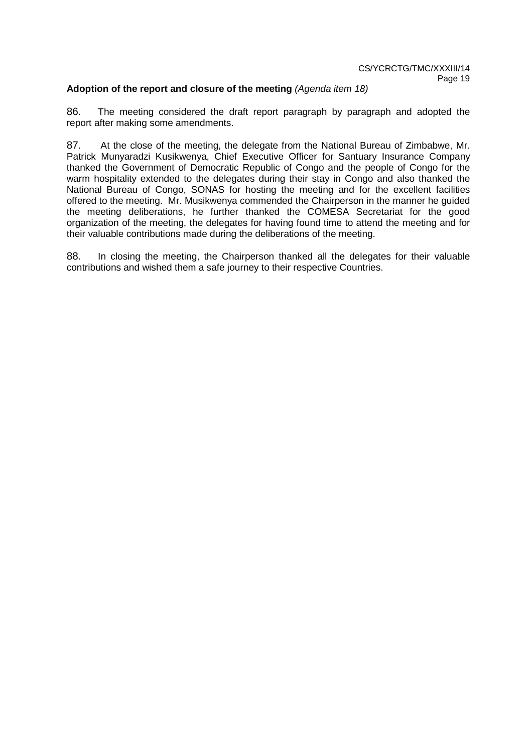**Adoption of the report and closure of the meeting** *(Agenda item 18)*

86. The meeting considered the draft report paragraph by paragraph and adopted the report after making some amendments.

87. At the close of the meeting, the delegate from the National Bureau of Zimbabwe, Mr. Patrick Munyaradzi Kusikwenya, Chief Executive Officer for Santuary Insurance Company thanked the Government of Democratic Republic of Congo and the people of Congo for the warm hospitality extended to the delegates during their stay in Congo and also thanked the National Bureau of Congo, SONAS for hosting the meeting and for the excellent facilities offered to the meeting. Mr. Musikwenya commended the Chairperson in the manner he guided the meeting deliberations, he further thanked the COMESA Secretariat for the good organization of the meeting, the delegates for having found time to attend the meeting and for their valuable contributions made during the deliberations of the meeting.

88. In closing the meeting, the Chairperson thanked all the delegates for their valuable contributions and wished them a safe journey to their respective Countries.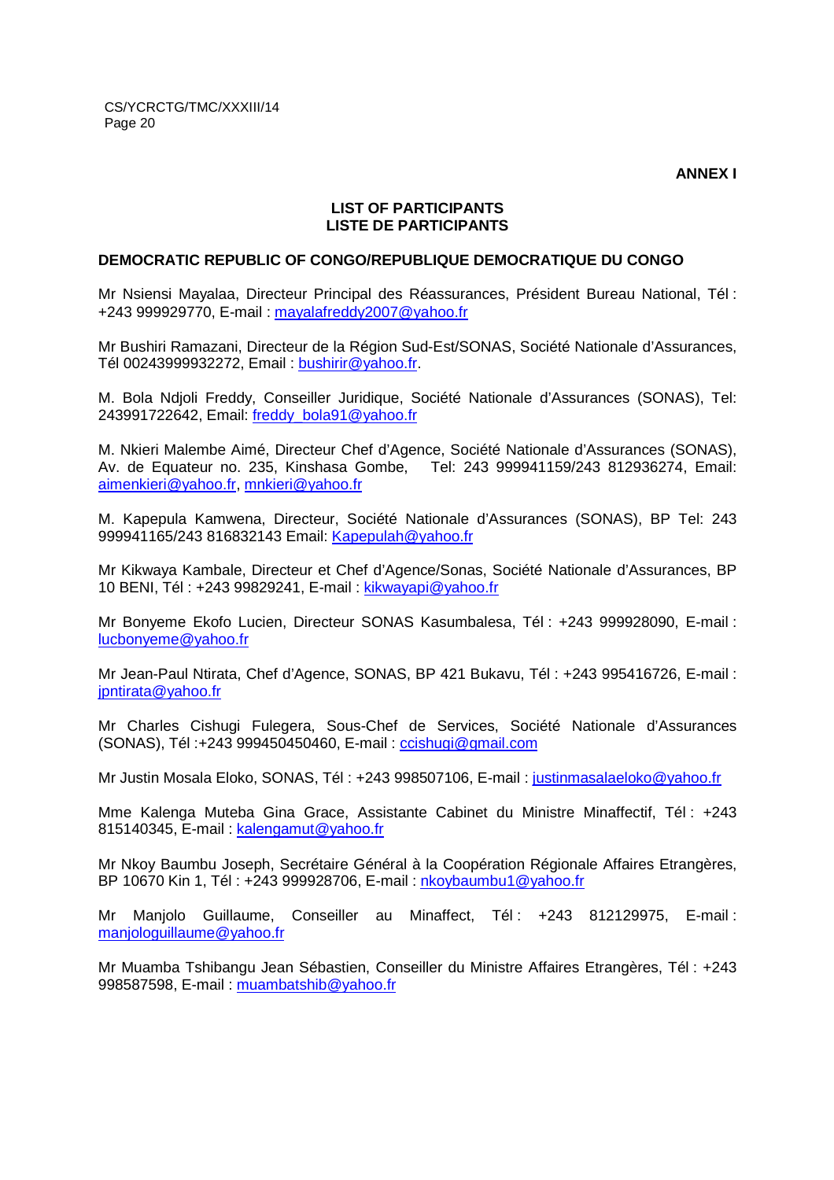**ANNEX I**

**LIST OF PARTICIPANTS**
**LISTE DE PARTICIPANTS**

**DEMOCRATIC REPUBLIC OF CONGO/REPUBLIQUE DEMOCRATIQUE DU CONGO**

Mr Nsiensi Mayalaa, Directeur Principal des Réassurances, Président Bureau National, Tél : +243 999929770, E-mail : mayalafreddy2007@yahoo.fr

Mr Bushiri Ramazani, Directeur de la Région Sud-Est/SONAS, Société Nationale d'Assurances, Tél 00243999932272, Email : bushirir@yahoo.fr.

M. Bola Ndjoli Freddy, Conseiller Juridique, Société Nationale d'Assurances (SONAS), Tel: 243991722642, Email: freddy_bola91@yahoo.fr

M. Nkieri Malembe Aimé, Directeur Chef d'Agence, Société Nationale d'Assurances (SONAS), Av. de Equateur no. 235, Kinshasa Gombe, Tel: 243 999941159/243 812936274, Email: aimenkieri@yahoo.fr, mnkieri@yahoo.fr

M. Kapepula Kamwena, Directeur, Société Nationale d'Assurances (SONAS), BP Tel: 243 999941165/243 816832143 Email: Kapepulah@yahoo.fr

Mr Kikwaya Kambale, Directeur et Chef d'Agence/Sonas, Société Nationale d'Assurances, BP 10 BENI, Tél : +243 99829241, E-mail : kikwayapi@yahoo.fr

Mr Bonyeme Ekofo Lucien, Directeur SONAS Kasumbalesa, Tél : +243 999928090, E-mail : lucbonyeme@yahoo.fr

Mr Jean-Paul Ntirata, Chef d'Agence, SONAS, BP 421 Bukavu, Tél : +243 995416726, E-mail : jpntirata@yahoo.fr

Mr Charles Cishugi Fulegera, Sous-Chef de Services, Société Nationale d'Assurances (SONAS), Tél :+243 999450450460, E-mail : ccishugi@gmail.com

Mr Justin Mosala Eloko, SONAS, Tél : +243 998507106, E-mail : justinmasalaeloko@yahoo.fr

Mme Kalenga Muteba Gina Grace, Assistante Cabinet du Ministre Minaffectif, Tél : +243 815140345, E-mail : kalengamut@yahoo.fr

Mr Nkoy Baumbu Joseph, Secrétaire Général à la Coopération Régionale Affaires Etrangères, BP 10670 Kin 1, Tél : +243 999928706, E-mail : nkoybaumbu1@yahoo.fr

Mr Manjolo Guillaume, Conseiller au Minaffect, Tél : +243 812129975, E-mail : manjologuillaume@yahoo.fr

Mr Muamba Tshibangu Jean Sébastien, Conseiller du Ministre Affaires Etrangères, Tél : +243 998587598, E-mail : muambatshib@yahoo.fr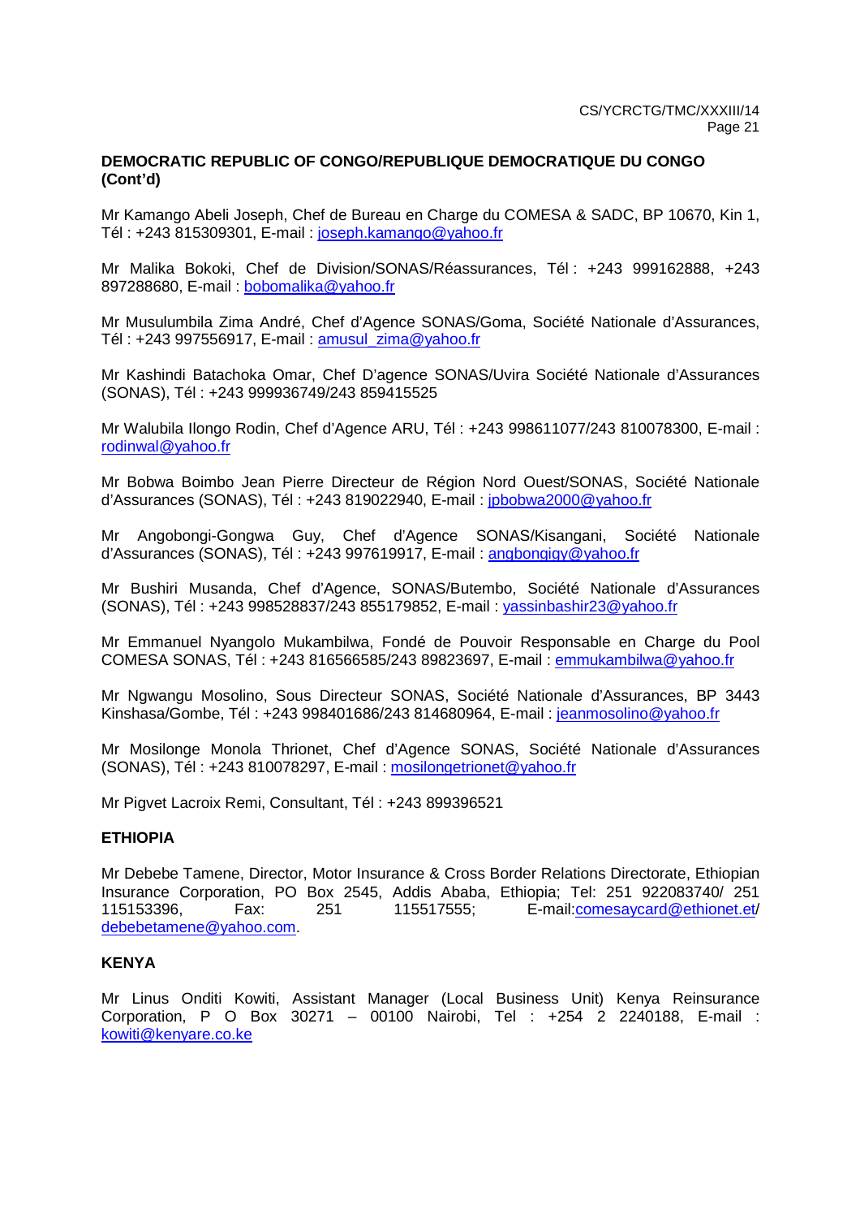**DEMOCRATIC REPUBLIC OF CONGO/REPUBLIQUE DEMOCRATIQUE DU CONGO (Cont'd)**

Mr Kamango Abeli Joseph, Chef de Bureau en Charge du COMESA & SADC, BP 10670, Kin 1, Tél : +243 815309301, E-mail : joseph.kamango@yahoo.fr

Mr Malika Bokoki, Chef de Division/SONAS/Réassurances, Tél : +243 999162888, +243 897288680, E-mail : bobomalika@yahoo.fr

Mr Musulumbila Zima André, Chef d'Agence SONAS/Goma, Société Nationale d'Assurances, Tél : +243 997556917, E-mail : amusul_zima@yahoo.fr

Mr Kashindi Batachoka Omar, Chef D'agence SONAS/Uvira Société Nationale d'Assurances (SONAS), Tél : +243 999936749/243 859415525

Mr Walubila Ilongo Rodin, Chef d'Agence ARU, Tél : +243 998611077/243 810078300, E-mail : rodinwal@yahoo.fr

Mr Bobwa Boimbo Jean Pierre Directeur de Région Nord Ouest/SONAS, Société Nationale d'Assurances (SONAS), Tél : +243 819022940, E-mail : jpbobwa2000@yahoo.fr

Mr Angobongi-Gongwa Guy, Chef d'Agence SONAS/Kisangani, Société Nationale d'Assurances (SONAS), Tél : +243 997619917, E-mail : angbongigy@yahoo.fr

Mr Bushiri Musanda, Chef d'Agence, SONAS/Butembo, Société Nationale d'Assurances (SONAS), Tél : +243 998528837/243 855179852, E-mail : yassinbashir23@yahoo.fr

Mr Emmanuel Nyangolo Mukambilwa, Fondé de Pouvoir Responsable en Charge du Pool COMESA SONAS, Tél : +243 816566585/243 89823697, E-mail : emmukambilwa@yahoo.fr

Mr Ngwangu Mosolino, Sous Directeur SONAS, Société Nationale d'Assurances, BP 3443 Kinshasa/Gombe, Tél : +243 998401686/243 814680964, E-mail : jeanmosolino@yahoo.fr

Mr Mosilonge Monola Thrionet, Chef d'Agence SONAS, Société Nationale d'Assurances (SONAS), Tél : +243 810078297, E-mail : mosilongetrionet@yahoo.fr

Mr Pigvet Lacroix Remi, Consultant, Tél : +243 899396521

**ETHIOPIA**

Mr Debebe Tamene, Director, Motor Insurance & Cross Border Relations Directorate, Ethiopian Insurance Corporation, PO Box 2545, Addis Ababa, Ethiopia; Tel: 251 922083740/ 251 115153396, Fax: 251 115517555; E-mail:comesaycard@ethionet.et/ debebetamene@yahoo.com.

**KENYA**

Mr Linus Onditi Kowiti, Assistant Manager (Local Business Unit) Kenya Reinsurance Corporation, P O Box 30271 – 00100 Nairobi, Tel : +254 2 2240188, E-mail : kowiti@kenyare.co.ke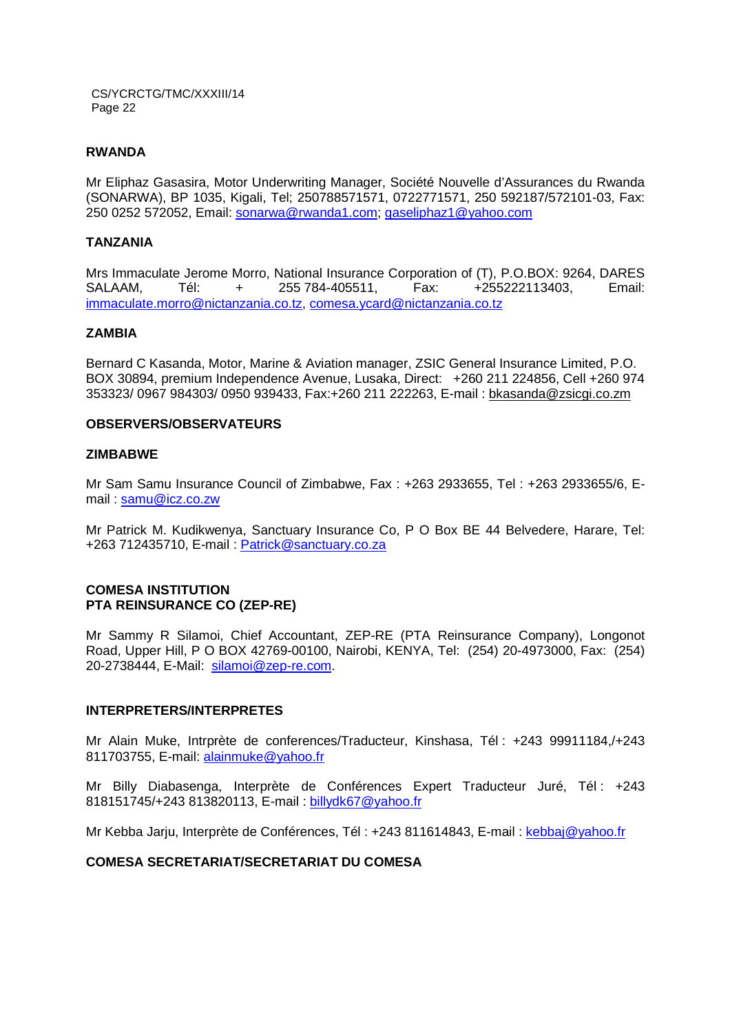## RWANDA

Mr Eliphaz Gasasira, Motor Underwriting Manager, Société Nouvelle d'Assurances du Rwanda (SONARWA), BP 1035, Kigali, Tel; 250788571571, 0722771571, 250 592187/572101-03, Fax: 250 0252 572052, Email: sonarwa@rwanda1.com; gaseliphaz1@yahoo.com

## TANZANIA

Mrs Immaculate Jerome Morro, National Insurance Corporation of (T), P.O.BOX: 9264, DARES SALAAM, Tél: + 255 784-405511, Fax: +255222113403, Email: immaculate.morro@nictanzania.co.tz, comesa.ycard@nictanzania.co.tz

## ZAMBIA

Bernard C Kasanda, Motor, Marine & Aviation manager, ZSIC General Insurance Limited, P.O. BOX 30894, premium Independence Avenue, Lusaka, Direct: +260 211 224856, Cell +260 974 353323/ 0967 984303/ 0950 939433, Fax:+260 211 222263, E-mail : bkasanda@zsicgi.co.zm

## OBSERVERS/OBSERVATEURS

## ZIMBABWE

Mr Sam Samu Insurance Council of Zimbabwe, Fax : +263 2933655, Tel : +263 2933655/6, E-mail : samu@icz.co.zw

Mr Patrick M. Kudikwenya, Sanctuary Insurance Co, P O Box BE 44 Belvedere, Harare, Tel: +263 712435710, E-mail : Patrick@sanctuary.co.za

## COMESA INSTITUTION
## PTA REINSURANCE CO (ZEP-RE)

Mr Sammy R Silamoi, Chief Accountant, ZEP-RE (PTA Reinsurance Company), Longonot Road, Upper Hill, P O BOX 42769-00100, Nairobi, KENYA, Tel: (254) 20-4973000, Fax: (254) 20-2738444, E-Mail: silamoi@zep-re.com.

## INTERPRETERS/INTERPRETES

Mr Alain Muke, Intrprète de conferences/Traducteur, Kinshasa, Tél : +243 99911184,/+243 811703755, E-mail: alainmuke@yahoo.fr

Mr Billy Diabasenga, Interprète de Conférences Expert Traducteur Juré, Tél : +243 818151745/+243 813820113, E-mail : billydk67@yahoo.fr

Mr Kebba Jarju, Interprète de Conférences, Tél : +243 811614843, E-mail : kebbaj@yahoo.fr

## COMESA SECRETARIAT/SECRETARIAT DU COMESA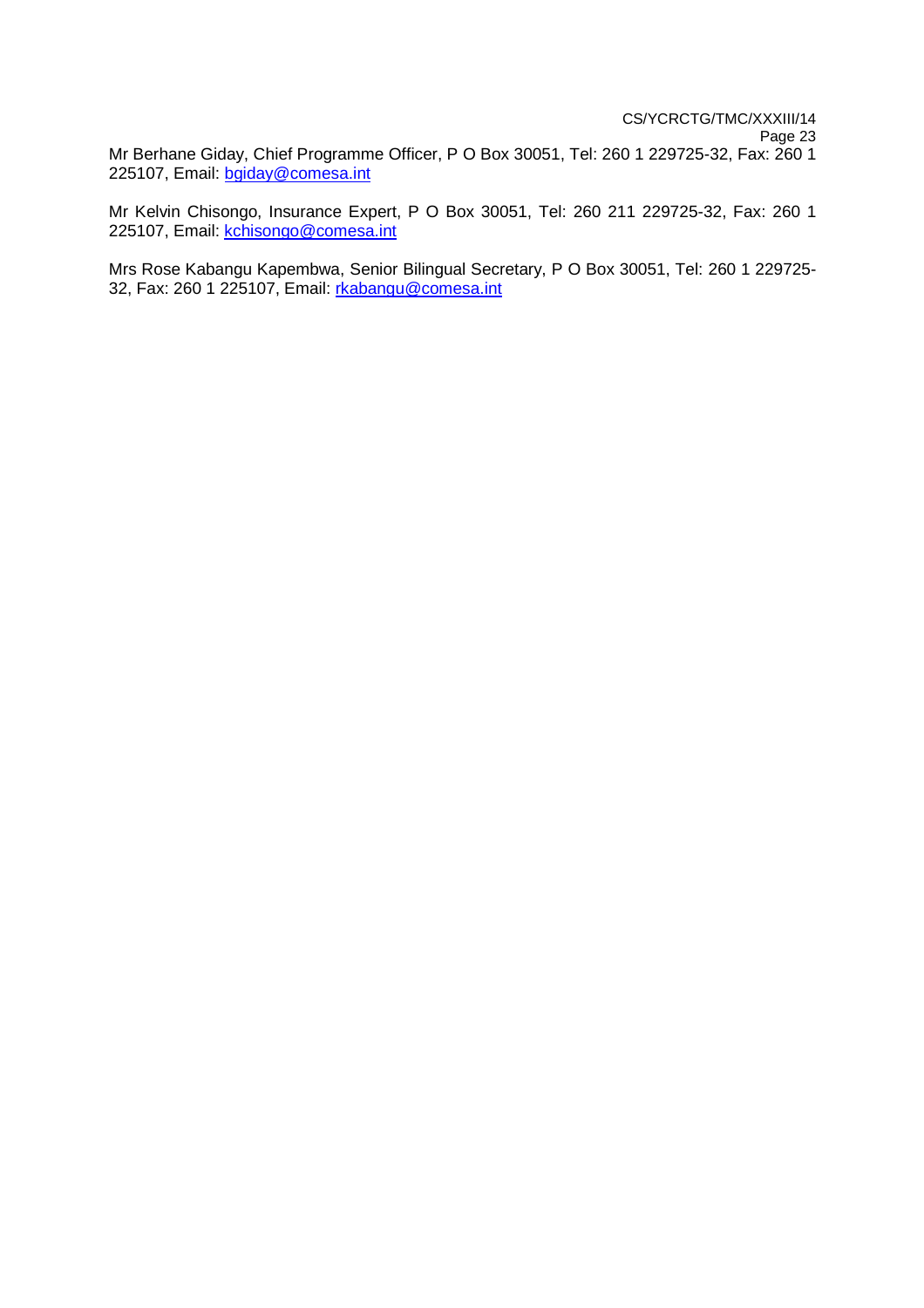Mr Berhane Giday, Chief Programme Officer, P O Box 30051, Tel: 260 1 229725-32, Fax: 260 1 225107, Email: bgiday@comesa.int

Mr Kelvin Chisongo, Insurance Expert, P O Box 30051, Tel: 260 211 229725-32, Fax: 260 1 225107, Email: kchisongo@comesa.int

Mrs Rose Kabangu Kapembwa, Senior Bilingual Secretary, P O Box 30051, Tel: 260 1 229725-32, Fax: 260 1 225107, Email: rkabangu@comesa.int